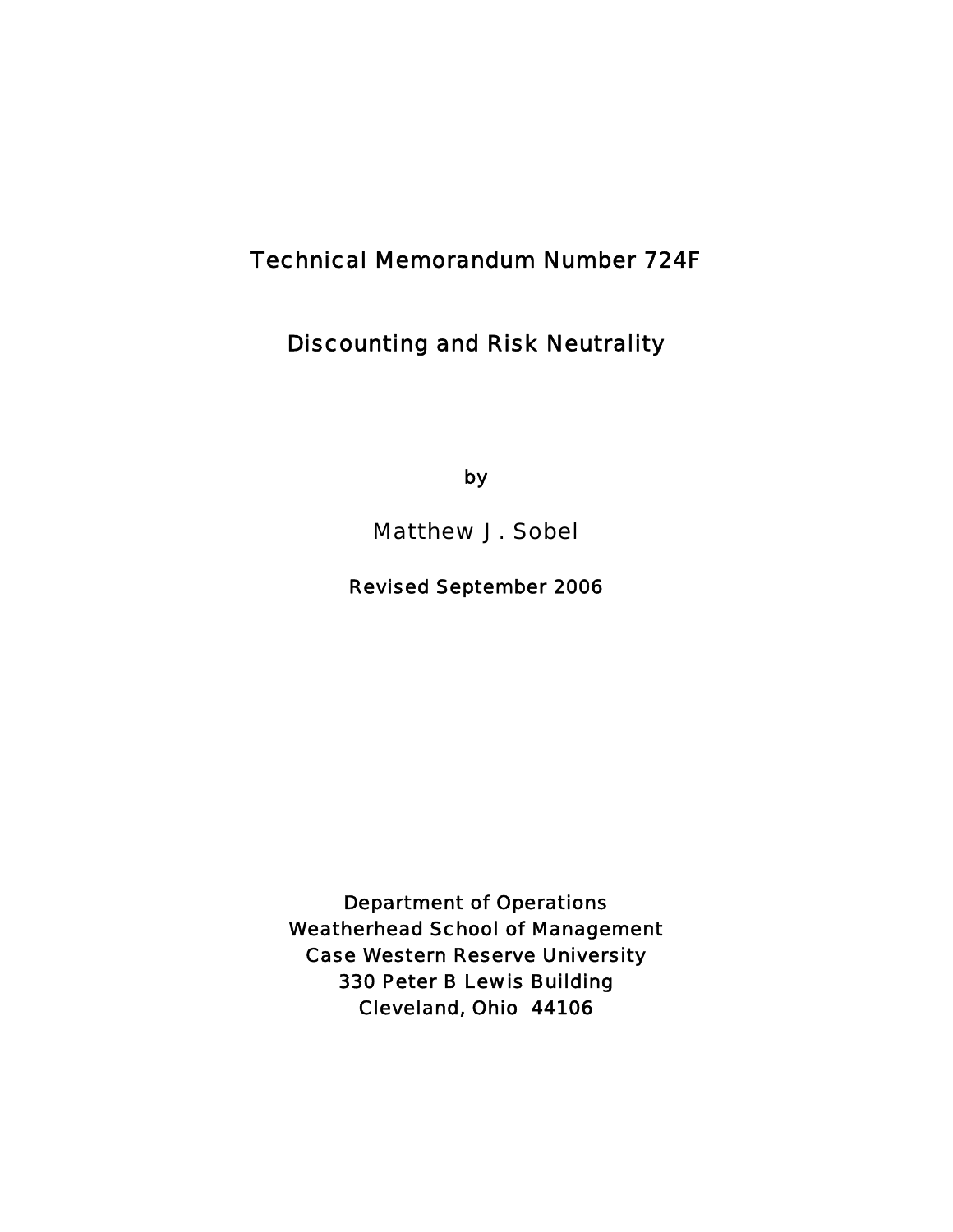Technical Memorandum Number 724F

# Discounting and Risk Neutrality

by

Matthew J. Sobel

Revised September 2006

Department of Operations
Weatherhead School of Management
Case Western Reserve University
330 Peter B Lewis Building
Cleveland, Ohio 44106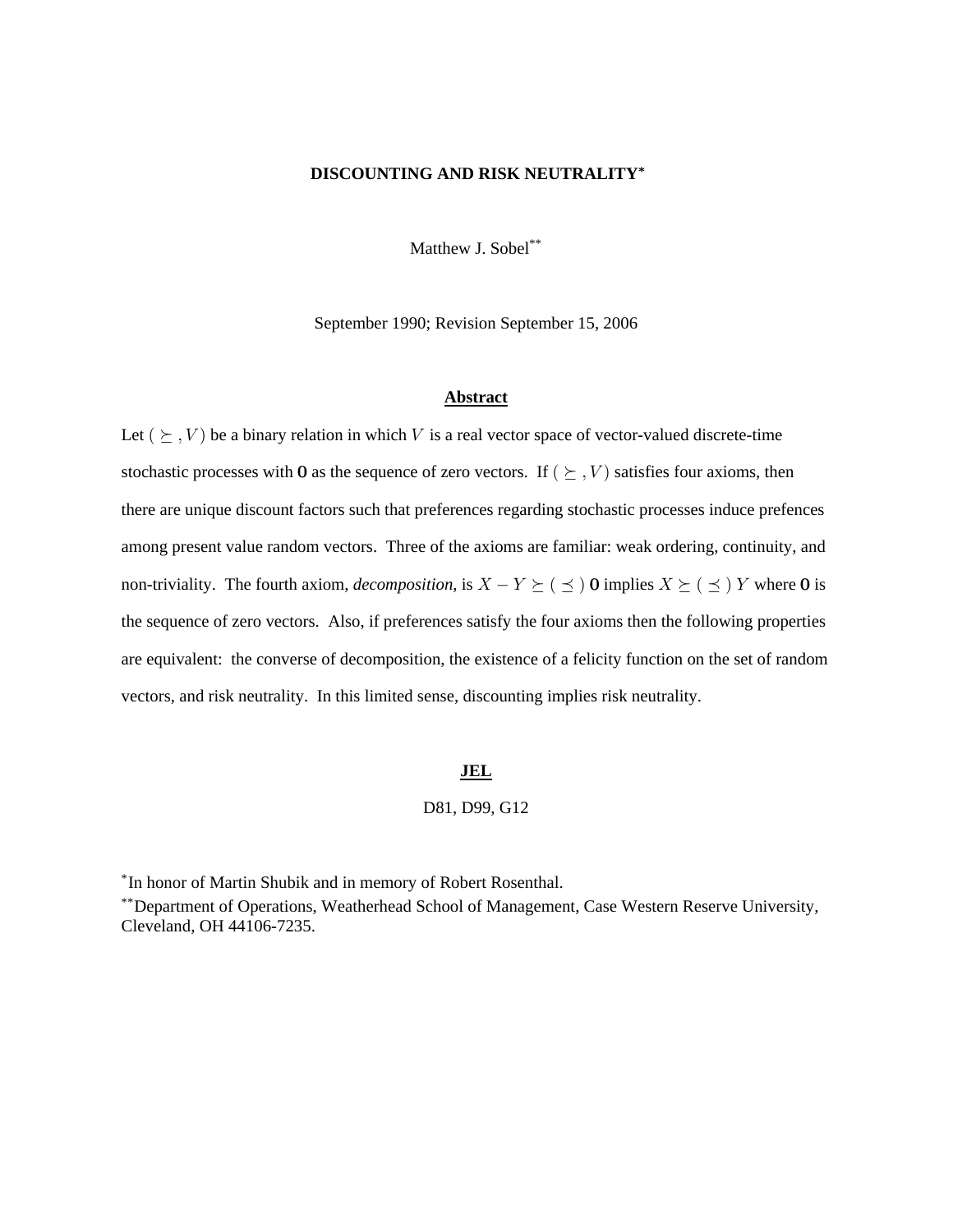**DISCOUNTING AND RISK NEUTRALITY***

Matthew J. Sobel**

September 1990; Revision September 15, 2006

## Abstract

Let $(\succeq, V)$ be a binary relation in which $V$ is a real vector space of vector-valued discrete-time stochastic processes with **0** as the sequence of zero vectors. If $(\succeq, V)$ satisfies four axioms, then there are unique discount factors such that preferences regarding stochastic processes induce prefences among present value random vectors. Three of the axioms are familiar: weak ordering, continuity, and non-triviality. The fourth axiom, *decomposition*, is $X - Y \succeq (\preceq)$ **0** implies $X \succeq (\preceq) Y$ where **0** is the sequence of zero vectors. Also, if preferences satisfy the four axioms then the following properties are equivalent: the converse of decomposition, the existence of a felicity function on the set of random vectors, and risk neutrality. In this limited sense, discounting implies risk neutrality.

## JEL

D81, D99, G12

*In honor of Martin Shubik and in memory of Robert Rosenthal.

**Department of Operations, Weatherhead School of Management, Case Western Reserve University, Cleveland, OH 44106-7235.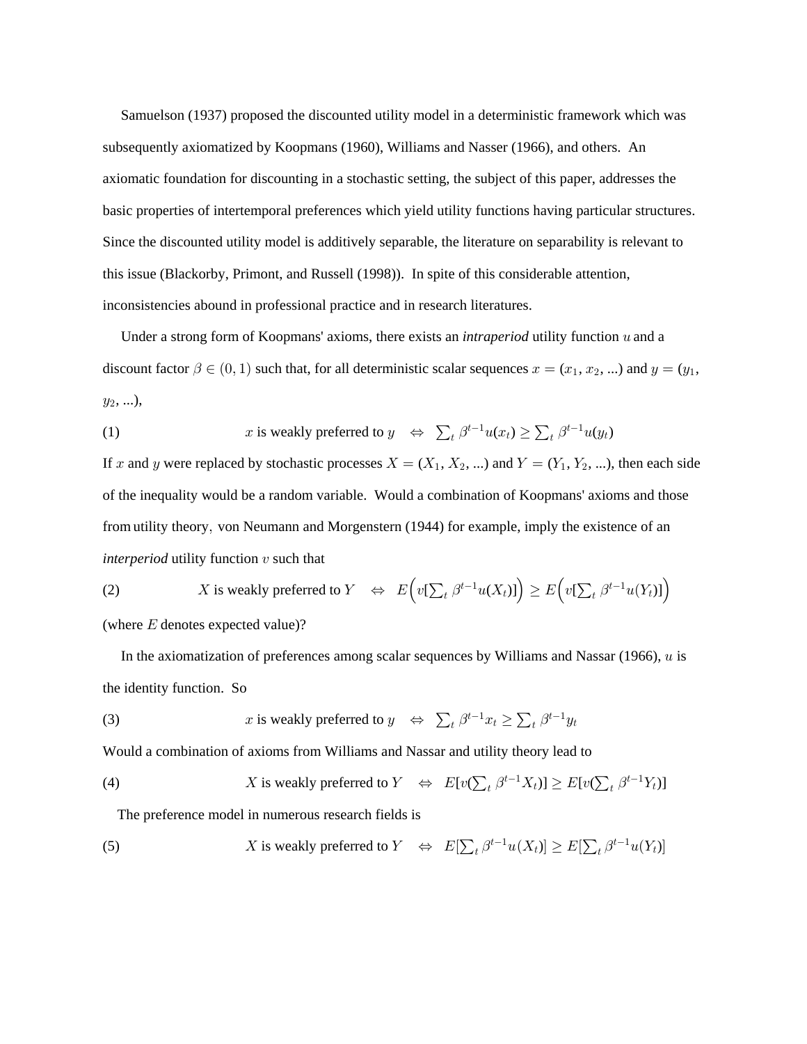Samuelson (1937) proposed the discounted utility model in a deterministic framework which was subsequently axiomatized by Koopmans (1960), Williams and Nasser (1966), and others. An axiomatic foundation for discounting in a stochastic setting, the subject of this paper, addresses the basic properties of intertemporal preferences which yield utility functions having particular structures. Since the discounted utility model is additively separable, the literature on separability is relevant to this issue (Blackorby, Primont, and Russell (1998)). In spite of this considerable attention, inconsistencies abound in professional practice and in research literatures.

Under a strong form of Koopmans' axioms, there exists an *intraperiod* utility function $u$ and a discount factor $\beta \in (0, 1)$ such that, for all deterministic scalar sequences $x = (x_1, x_2, ...)$ and $y = (y_1, y_2, ...)$,

(1) $$x \text{ is weakly preferred to } y \quad \Leftrightarrow \quad \sum_t \beta^{t-1} u(x_t) \geq \sum_t \beta^{t-1} u(y_t)$$

If $x$ and $y$ were replaced by stochastic processes $X = (X_1, X_2, ...)$ and $Y = (Y_1, Y_2, ...)$, then each side of the inequality would be a random variable. Would a combination of Koopmans' axioms and those from utility theory, von Neumann and Morgenstern (1944) for example, imply the existence of an *interperiod* utility function $v$ such that

(2) $$X \text{ is weakly preferred to } Y \quad \Leftrightarrow \quad E\Big(v[\sum_t \beta^{t-1} u(X_t)]\Big) \geq E\Big(v[\sum_t \beta^{t-1} u(Y_t)]\Big)$$

(where $E$ denotes expected value)?

In the axiomatization of preferences among scalar sequences by Williams and Nassar (1966), $u$ is the identity function. So

(3) $$x \text{ is weakly preferred to } y \quad \Leftrightarrow \quad \sum_t \beta^{t-1} x_t \geq \sum_t \beta^{t-1} y_t$$

Would a combination of axioms from Williams and Nassar and utility theory lead to

(4) $$X \text{ is weakly preferred to } Y \quad \Leftrightarrow \quad E[v(\sum_t \beta^{t-1} X_t)] \geq E[v(\sum_t \beta^{t-1} Y_t)]$$

The preference model in numerous research fields is

(5) $$X \text{ is weakly preferred to } Y \quad \Leftrightarrow \quad E[\sum_t \beta^{t-1} u(X_t)] \geq E[\sum_t \beta^{t-1} u(Y_t)]$$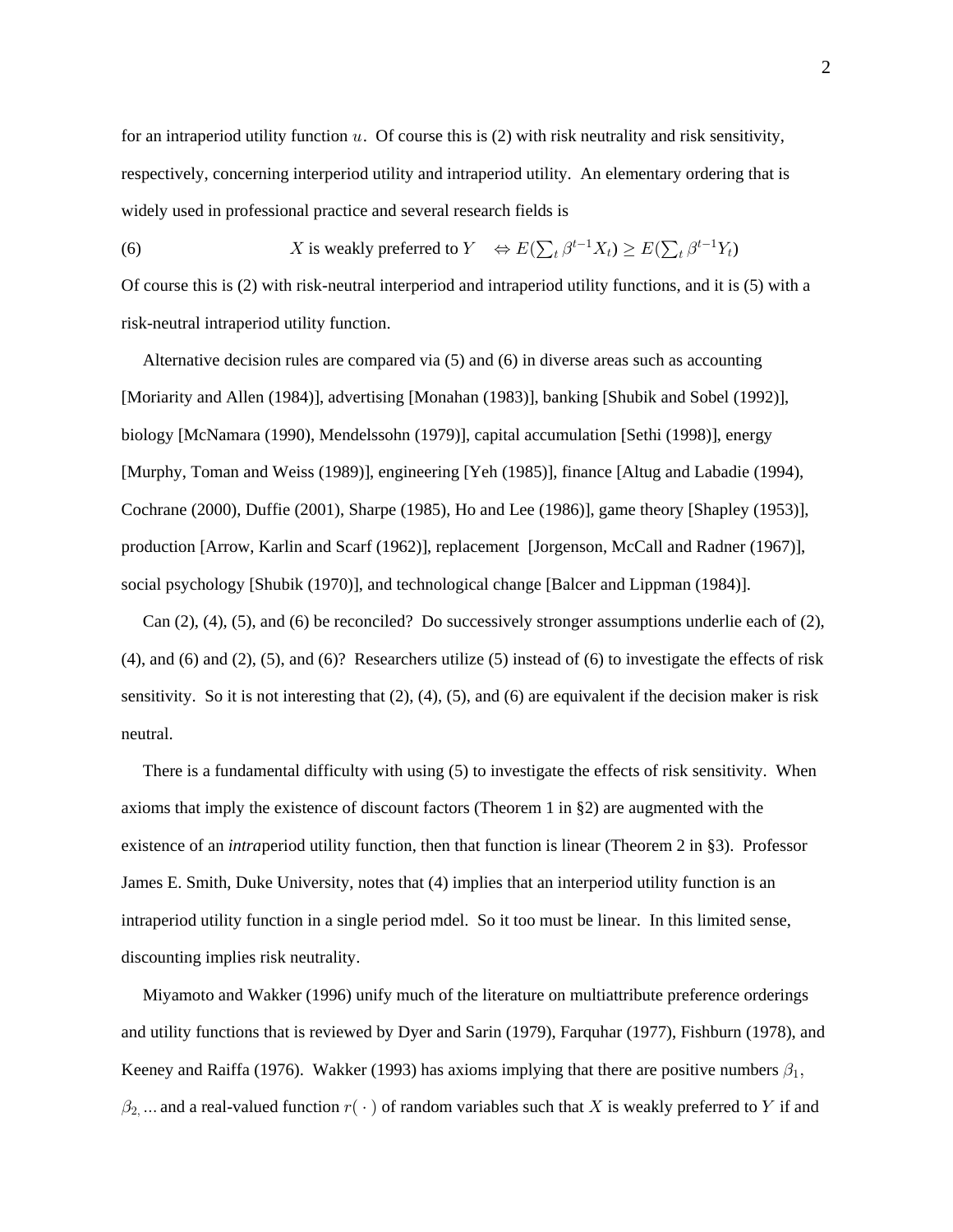for an intraperiod utility function $u$. Of course this is (2) with risk neutrality and risk sensitivity, respectively, concerning interperiod utility and intraperiod utility. An elementary ordering that is widely used in professional practice and several research fields is

$$\text{(6)} \qquad X \text{ is weakly preferred to } Y \quad \Leftrightarrow E(\textstyle\sum_t \beta^{t-1} X_t) \geq E(\textstyle\sum_t \beta^{t-1} Y_t)$$

Of course this is (2) with risk-neutral interperiod and intraperiod utility functions, and it is (5) with a risk-neutral intraperiod utility function.

Alternative decision rules are compared via (5) and (6) in diverse areas such as accounting [Moriarity and Allen (1984)], advertising [Monahan (1983)], banking [Shubik and Sobel (1992)], biology [McNamara (1990), Mendelssohn (1979)], capital accumulation [Sethi (1998)], energy [Murphy, Toman and Weiss (1989)], engineering [Yeh (1985)], finance [Altug and Labadie (1994), Cochrane (2000), Duffie (2001), Sharpe (1985), Ho and Lee (1986)], game theory [Shapley (1953)], production [Arrow, Karlin and Scarf (1962)], replacement [Jorgenson, McCall and Radner (1967)], social psychology [Shubik (1970)], and technological change [Balcer and Lippman (1984)].

Can (2), (4), (5), and (6) be reconciled? Do successively stronger assumptions underlie each of (2), (4), and (6) and (2), (5), and (6)? Researchers utilize (5) instead of (6) to investigate the effects of risk sensitivity. So it is not interesting that (2), (4), (5), and (6) are equivalent if the decision maker is risk neutral.

There is a fundamental difficulty with using (5) to investigate the effects of risk sensitivity. When axioms that imply the existence of discount factors (Theorem 1 in §2) are augmented with the existence of an *intra*period utility function, then that function is linear (Theorem 2 in §3). Professor James E. Smith, Duke University, notes that (4) implies that an interperiod utility function is an intraperiod utility function in a single period mdel. So it too must be linear. In this limited sense, discounting implies risk neutrality.

Miyamoto and Wakker (1996) unify much of the literature on multiattribute preference orderings and utility functions that is reviewed by Dyer and Sarin (1979), Farquhar (1977), Fishburn (1978), and Keeney and Raiffa (1976). Wakker (1993) has axioms implying that there are positive numbers $\beta_1$, $\beta_2, \ldots$ and a real-valued function $r(\cdot)$ of random variables such that $X$ is weakly preferred to $Y$ if and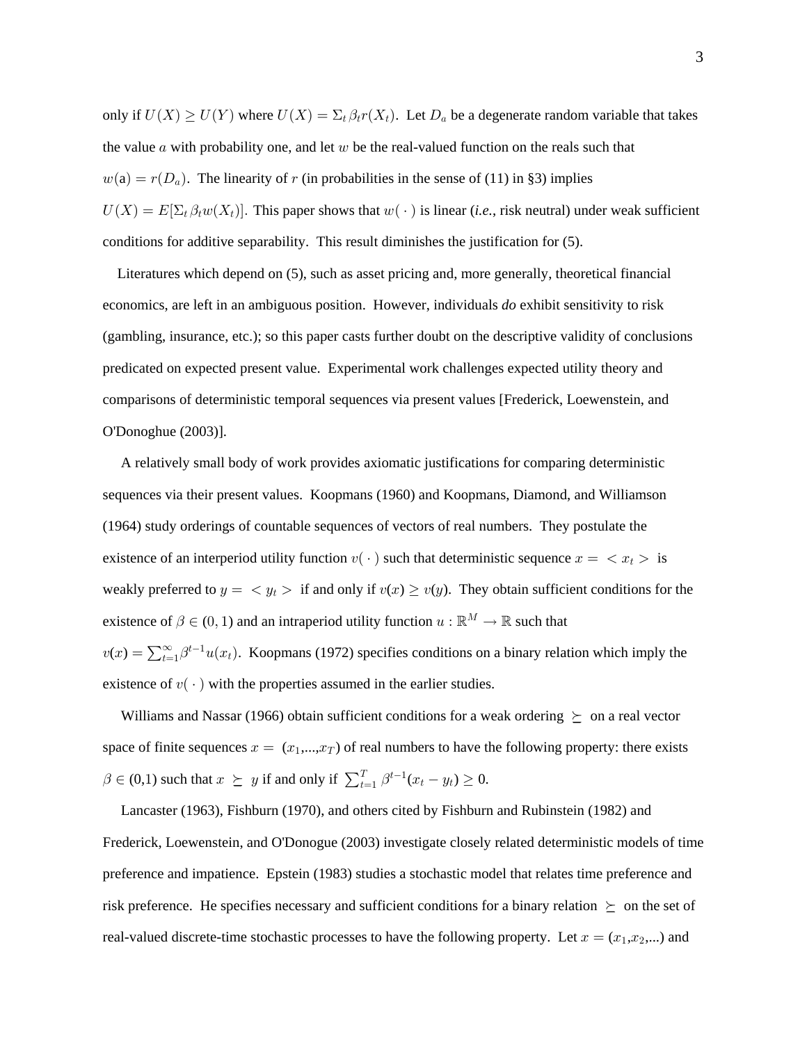only if $U(X) \geq U(Y)$ where $U(X) = \Sigma_t \beta_t r(X_t)$. Let $D_a$ be a degenerate random variable that takes the value $a$ with probability one, and let $w$ be the real-valued function on the reals such that $w(a) = r(D_a)$. The linearity of $r$ (in probabilities in the sense of (11) in §3) implies $U(X) = E[\Sigma_t \beta_t w(X_t)]$. This paper shows that $w(\,\cdot\,)$ is linear (*i.e.*, risk neutral) under weak sufficient conditions for additive separability. This result diminishes the justification for (5).

Literatures which depend on (5), such as asset pricing and, more generally, theoretical financial economics, are left in an ambiguous position. However, individuals *do* exhibit sensitivity to risk (gambling, insurance, etc.); so this paper casts further doubt on the descriptive validity of conclusions predicated on expected present value. Experimental work challenges expected utility theory and comparisons of deterministic temporal sequences via present values [Frederick, Loewenstein, and O'Donoghue (2003)].

A relatively small body of work provides axiomatic justifications for comparing deterministic sequences via their present values. Koopmans (1960) and Koopmans, Diamond, and Williamson (1964) study orderings of countable sequences of vectors of real numbers. They postulate the existence of an interperiod utility function $v(\,\cdot\,)$ such that deterministic sequence $x = \,< x_t >$ is weakly preferred to $y = \,< y_t >$ if and only if $v(x) \geq v(y)$. They obtain sufficient conditions for the existence of $\beta \in (0, 1)$ and an intraperiod utility function $u : \mathbb{R}^M \to \mathbb{R}$ such that $v(x) = \sum_{t=1}^{\infty} \beta^{t-1} u(x_t)$. Koopmans (1972) specifies conditions on a binary relation which imply the existence of $v(\,\cdot\,)$ with the properties assumed in the earlier studies.

Williams and Nassar (1966) obtain sufficient conditions for a weak ordering $\succeq$ on a real vector space of finite sequences $x = (x_1,...,x_T)$ of real numbers to have the following property: there exists $\beta \in (0,1)$ such that $x \succeq y$ if and only if $\sum_{t=1}^{T} \beta^{t-1}(x_t - y_t) \geq 0$.

Lancaster (1963), Fishburn (1970), and others cited by Fishburn and Rubinstein (1982) and Frederick, Loewenstein, and O'Donogue (2003) investigate closely related deterministic models of time preference and impatience. Epstein (1983) studies a stochastic model that relates time preference and risk preference. He specifies necessary and sufficient conditions for a binary relation $\succeq$ on the set of real-valued discrete-time stochastic processes to have the following property. Let $x = (x_1,x_2,...)$ and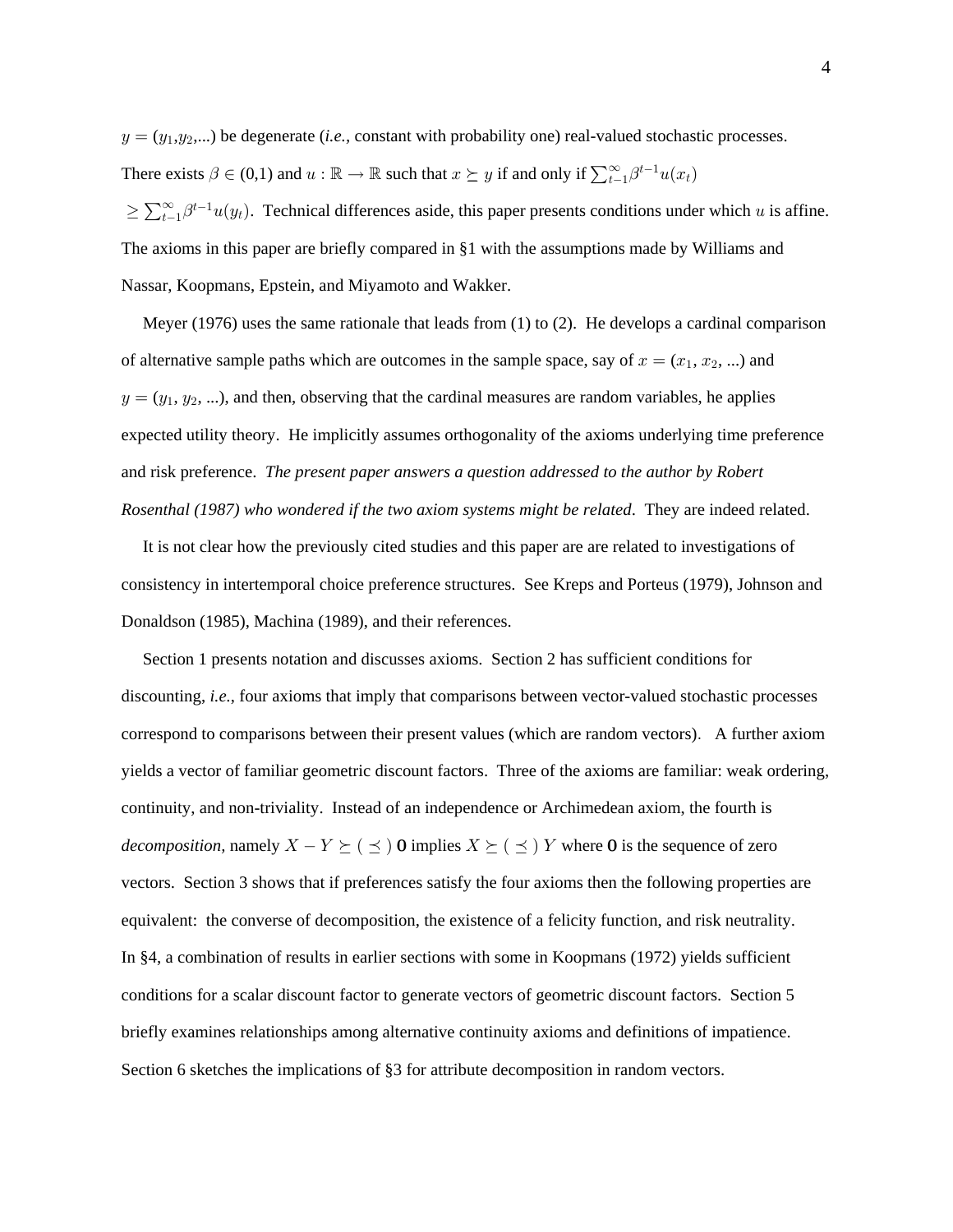$y = (y_1, y_2, ...)$ be degenerate (*i.e.*, constant with probability one) real-valued stochastic processes. There exists $\beta \in (0,1)$ and $u : \mathbb{R} \to \mathbb{R}$ such that $x \succeq y$ if and only if $\sum_{t-1}^{\infty} \beta^{t-1} u(x_t)$ $\geq \sum_{t-1}^{\infty} \beta^{t-1} u(y_t)$. Technical differences aside, this paper presents conditions under which $u$ is affine. The axioms in this paper are briefly compared in §1 with the assumptions made by Williams and Nassar, Koopmans, Epstein, and Miyamoto and Wakker.

Meyer (1976) uses the same rationale that leads from (1) to (2). He develops a cardinal comparison of alternative sample paths which are outcomes in the sample space, say of $x = (x_1, x_2, ...)$ and $y = (y_1, y_2, ...)$, and then, observing that the cardinal measures are random variables, he applies expected utility theory. He implicitly assumes orthogonality of the axioms underlying time preference and risk preference. *The present paper answers a question addressed to the author by Robert Rosenthal (1987) who wondered if the two axiom systems might be related*. They are indeed related.

It is not clear how the previously cited studies and this paper are are related to investigations of consistency in intertemporal choice preference structures. See Kreps and Porteus (1979), Johnson and Donaldson (1985), Machina (1989), and their references.

Section 1 presents notation and discusses axioms. Section 2 has sufficient conditions for discounting, *i.e.*, four axioms that imply that comparisons between vector-valued stochastic processes correspond to comparisons between their present values (which are random vectors). A further axiom yields a vector of familiar geometric discount factors. Three of the axioms are familiar: weak ordering, continuity, and non-triviality. Instead of an independence or Archimedean axiom, the fourth is *decomposition*, namely $X - Y \succeq ( \preceq ) \mathbf{0}$ implies $X \succeq ( \preceq ) Y$ where $\mathbf{0}$ is the sequence of zero vectors. Section 3 shows that if preferences satisfy the four axioms then the following properties are equivalent: the converse of decomposition, the existence of a felicity function, and risk neutrality. In §4, a combination of results in earlier sections with some in Koopmans (1972) yields sufficient conditions for a scalar discount factor to generate vectors of geometric discount factors. Section 5 briefly examines relationships among alternative continuity axioms and definitions of impatience. Section 6 sketches the implications of §3 for attribute decomposition in random vectors.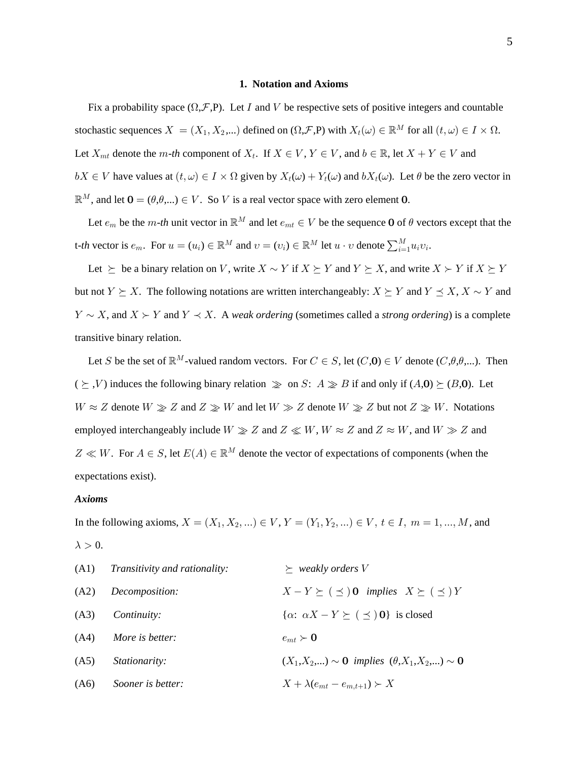## 1. Notation and Axioms

Fix a probability space ($\Omega$,$\mathcal{F}$,P). Let $I$ and $V$ be respective sets of positive integers and countable stochastic sequences $X = (X_1, X_2, \ldots)$ defined on ($\Omega$,$\mathcal{F}$,P) with $X_t(\omega) \in \mathbb{R}^M$ for all $(t, \omega) \in I \times \Omega$. Let $X_{mt}$ denote the $m$-*th* component of $X_t$. If $X \in V$, $Y \in V$, and $b \in \mathbb{R}$, let $X + Y \in V$ and $bX \in V$ have values at $(t, \omega) \in I \times \Omega$ given by $X_t(\omega) + Y_t(\omega)$ and $bX_t(\omega)$. Let $\theta$ be the zero vector in $\mathbb{R}^M$, and let $\mathbf{0} = (\theta, \theta, \ldots) \in V$. So $V$ is a real vector space with zero element $\mathbf{0}$.

Let $e_m$ be the $m$-*th* unit vector in $\mathbb{R}^M$ and let $e_{mt} \in V$ be the sequence $\mathbf{0}$ of $\theta$ vectors except that the t-*th* vector is $e_m$. For $u = (u_i) \in \mathbb{R}^M$ and $\upsilon = (\upsilon_i) \in \mathbb{R}^M$ let $u \cdot \upsilon$ denote $\sum_{i=1}^{M} u_i \upsilon_i$.

Let $\succeq$ be a binary relation on $V$, write $X \sim Y$ if $X \succeq Y$ and $Y \succeq X$, and write $X \succ Y$ if $X \succeq Y$ but not $Y \succeq X$. The following notations are written interchangeably: $X \succeq Y$ and $Y \preceq X$, $X \sim Y$ and $Y \sim X$, and $X \succ Y$ and $Y \prec X$. A *weak ordering* (sometimes called a *strong ordering*) is a complete transitive binary relation.

Let $S$ be the set of $\mathbb{R}^M$-valued random vectors. For $C \in S$, let $(C,\mathbf{0}) \in V$ denote $(C, \theta, \theta, \ldots)$. Then $(\succeq, V)$ induces the following binary relation $\ggcurly$ on $S$: $A \ggcurly B$ if and only if $(A,\mathbf{0}) \succeq (B,\mathbf{0})$. Let $W \approx Z$ denote $W \ggcurly Z$ and $Z \ggcurly W$ and let $W \gg Z$ denote $W \ggcurly Z$ but not $Z \ggcurly W$. Notations employed interchangeably include $W \ggcurly Z$ and $Z \llcurly W$, $W \approx Z$ and $Z \approx W$, and $W \gg Z$ and $Z \ll W$. For $A \in S$, let $E(A) \in \mathbb{R}^M$ denote the vector of expectations of components (when the expectations exist).

***Axioms***

In the following axioms, $X = (X_1, X_2, \ldots) \in V$, $Y = (Y_1, Y_2, \ldots) \in V$, $t \in I$, $m = 1, \ldots, M$, and $\lambda > 0$.

(A1) *Transitivity and rationality:* $\succeq$ *weakly orders* $V$

(A2) *Decomposition:* $X - Y \succeq (\preceq) \mathbf{0}$ *implies* $X \succeq (\preceq) Y$

(A3) *Continuity:* $\{\alpha \colon \alpha X - Y \succeq (\preceq) \mathbf{0}\}$ is closed

(A4) *More is better:* $e_{mt} \succ \mathbf{0}$

(A5) *Stationarity:* $(X_1, X_2, \ldots) \sim \mathbf{0}$ *implies* $(\theta, X_1, X_2, \ldots) \sim \mathbf{0}$

(A6) *Sooner is better:* $X + \lambda(e_{mt} - e_{m,t+1}) \succ X$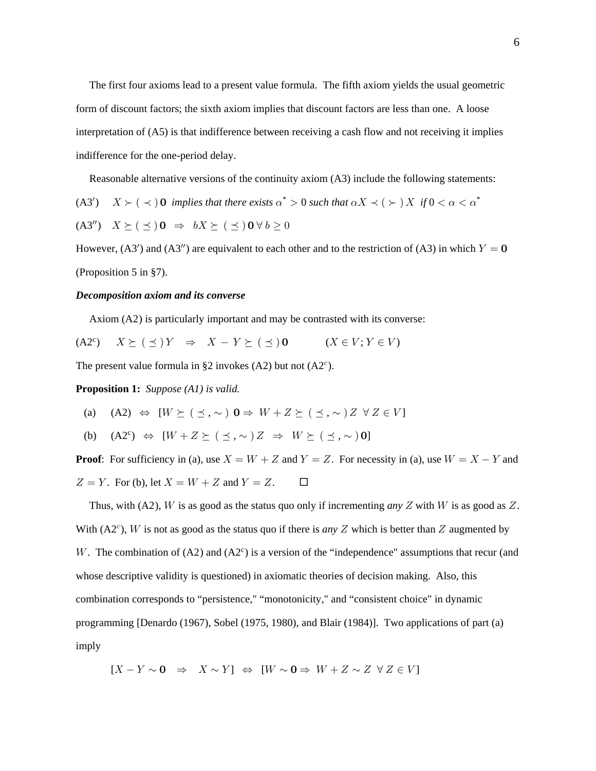The first four axioms lead to a present value formula. The fifth axiom yields the usual geometric form of discount factors; the sixth axiom implies that discount factors are less than one. A loose interpretation of (A5) is that indifference between receiving a cash flow and not receiving it implies indifference for the one-period delay.

Reasonable alternative versions of the continuity axiom (A3) include the following statements:

(A3′) $\quad X \succ (\prec)\, \mathbf{0}$ *implies that there exists* $\alpha^* > 0$ *such that* $\alpha X \prec (\succ)\, X$ *if* $0 < \alpha < \alpha^*$

(A3″) $\quad X \succeq (\preceq)\, \mathbf{0} \;\Rightarrow\; bX \succeq (\preceq)\, \mathbf{0} \;\forall\, b \geq 0$

However, (A3′) and (A3″) are equivalent to each other and to the restriction of (A3) in which $Y = \mathbf{0}$ (Proposition 5 in §7).

***Decomposition axiom and its converse***

Axiom (A2) is particularly important and may be contrasted with its converse:

(A2$^c$) $\quad X \succeq (\preceq)\, Y \;\Rightarrow\; X - Y \succeq (\preceq)\, \mathbf{0} \qquad (X \in V;\, Y \in V)$

The present value formula in §2 invokes (A2) but not (A2$^c$).

**Proposition 1:** *Suppose (A1) is valid.*

(a) $\quad$ (A2) $\;\Leftrightarrow\; [W \succeq (\preceq, \sim)\, \mathbf{0} \Rightarrow W + Z \succeq (\preceq, \sim)\, Z \;\;\forall\, Z \in V]$

(b) $\quad$ (A2$^c$) $\;\Leftrightarrow\; [W + Z \succeq (\preceq, \sim)\, Z \;\Rightarrow\; W \succeq (\preceq, \sim)\, \mathbf{0}]$

**Proof**: For sufficiency in (a), use $X = W + Z$ and $Y = Z$. For necessity in (a), use $W = X - Y$ and $Z = Y$. For (b), let $X = W + Z$ and $Y = Z$. $\quad \square$

Thus, with (A2), $W$ is as good as the status quo only if incrementing *any* $Z$ with $W$ is as good as $Z$. With (A2$^c$), $W$ is not as good as the status quo if there is *any* $Z$ which is better than $Z$ augmented by $W$. The combination of (A2) and (A2$^c$) is a version of the "independence" assumptions that recur (and whose descriptive validity is questioned) in axiomatic theories of decision making. Also, this combination corresponds to "persistence," "monotonicity," and "consistent choice" in dynamic programming [Denardo (1967), Sobel (1975, 1980), and Blair (1984)]. Two applications of part (a) imply

$$[X - Y \sim \mathbf{0} \;\;\Rightarrow\;\; X \sim Y] \;\Leftrightarrow\; [W \sim \mathbf{0} \Rightarrow W + Z \sim Z \;\;\forall\, Z \in V]$$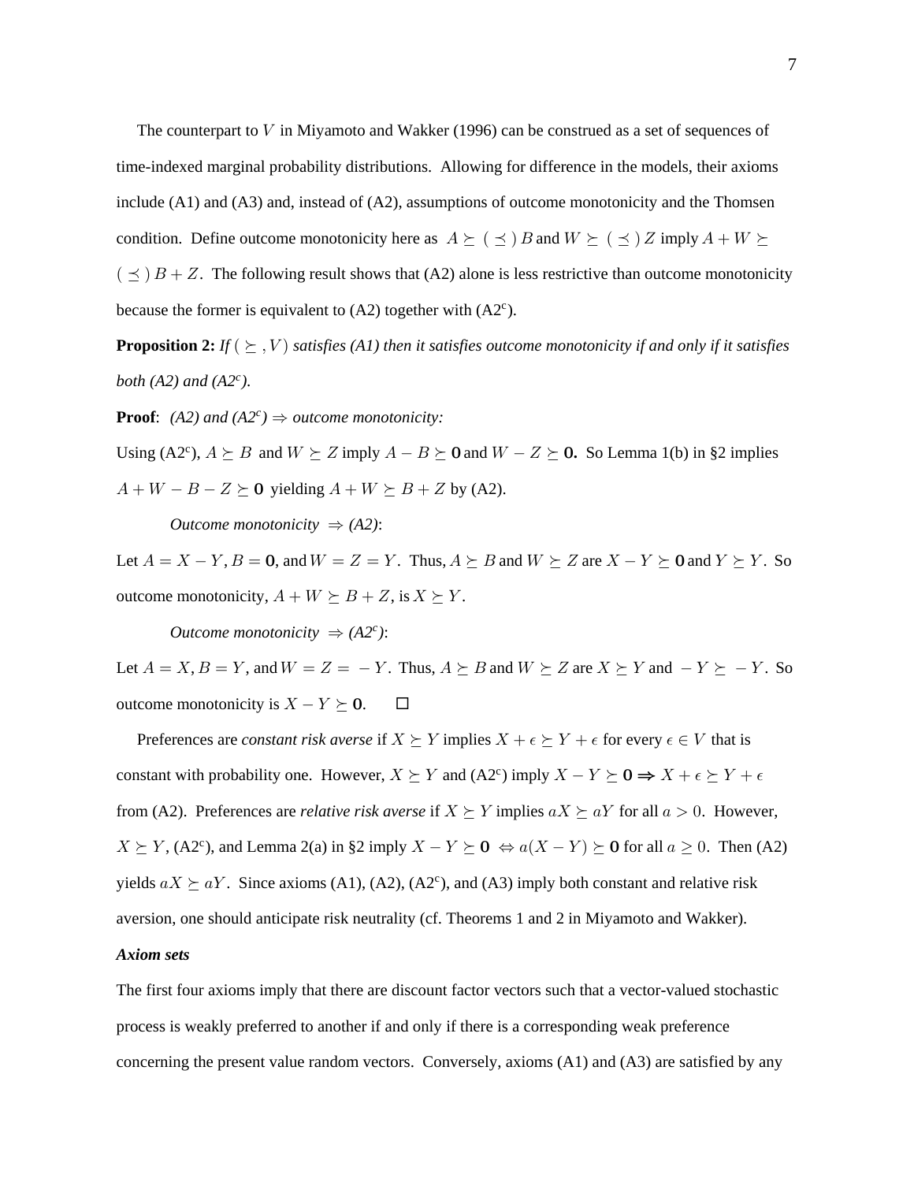The counterpart to $V$ in Miyamoto and Wakker (1996) can be construed as a set of sequences of time-indexed marginal probability distributions. Allowing for difference in the models, their axioms include (A1) and (A3) and, instead of (A2), assumptions of outcome monotonicity and the Thomsen condition. Define outcome monotonicity here as $A \succeq (\preceq) B$ and $W \succeq (\preceq) Z$ imply $A + W \succeq (\preceq) B + Z$. The following result shows that (A2) alone is less restrictive than outcome monotonicity because the former is equivalent to (A2) together with (A2$^c$).

**Proposition 2:** *If $(\succeq, V)$ satisfies (A1) then it satisfies outcome monotonicity if and only if it satisfies both (A2) and (A2$^c$).*

**Proof**: *(A2) and (A2$^c$) $\Rightarrow$ outcome monotonicity:*

Using (A2$^c$), $A \succeq B$ and $W \succeq Z$ imply $A - B \succeq \mathbf{0}$ and $W - Z \succeq \mathbf{0}$. So Lemma 1(b) in §2 implies $A + W - B - Z \succeq \mathbf{0}$ yielding $A + W \succeq B + Z$ by (A2).

*Outcome monotonicity $\Rightarrow$ (A2)*:

Let $A = X - Y$, $B = \mathbf{0}$, and $W = Z = Y$. Thus, $A \succeq B$ and $W \succeq Z$ are $X - Y \succeq \mathbf{0}$ and $Y \succeq Y$. So outcome monotonicity, $A + W \succeq B + Z$, is $X \succeq Y$.

*Outcome monotonicity $\Rightarrow$ (A2$^c$)*:

Let $A = X$, $B = Y$, and $W = Z = -Y$. Thus, $A \succeq B$ and $W \succeq Z$ are $X \succeq Y$ and $-Y \succeq -Y$. So outcome monotonicity is $X - Y \succeq \mathbf{0}$. $\square$

Preferences are *constant risk averse* if $X \succeq Y$ implies $X + \epsilon \succeq Y + \epsilon$ for every $\epsilon \in V$ that is constant with probability one. However, $X \succeq Y$ and (A2$^c$) imply $X - Y \succeq \mathbf{0} \Rightarrow X + \epsilon \succeq Y + \epsilon$ from (A2). Preferences are *relative risk averse* if $X \succeq Y$ implies $aX \succeq aY$ for all $a > 0$. However, $X \succeq Y$, (A2$^c$), and Lemma 2(a) in §2 imply $X - Y \succeq \mathbf{0} \Leftrightarrow a(X - Y) \succeq \mathbf{0}$ for all $a \geq 0$. Then (A2) yields $aX \succeq aY$. Since axioms (A1), (A2), (A2$^c$), and (A3) imply both constant and relative risk aversion, one should anticipate risk neutrality (cf. Theorems 1 and 2 in Miyamoto and Wakker).

***Axiom sets***

The first four axioms imply that there are discount factor vectors such that a vector-valued stochastic process is weakly preferred to another if and only if there is a corresponding weak preference concerning the present value random vectors. Conversely, axioms (A1) and (A3) are satisfied by any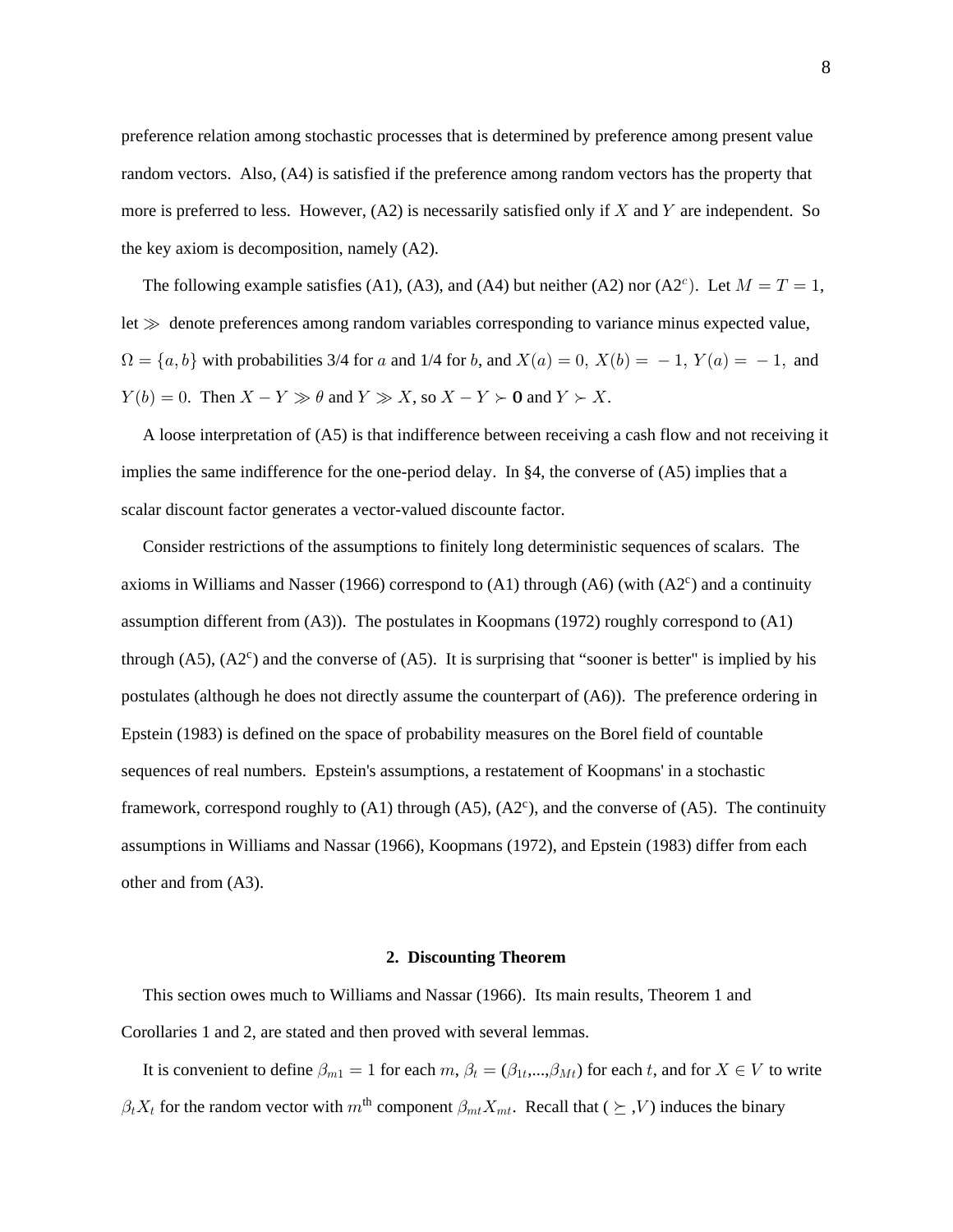preference relation among stochastic processes that is determined by preference among present value random vectors. Also, (A4) is satisfied if the preference among random vectors has the property that more is preferred to less. However, (A2) is necessarily satisfied only if $X$ and $Y$ are independent. So the key axiom is decomposition, namely (A2).

The following example satisfies (A1), (A3), and (A4) but neither (A2) nor (A2$^c$). Let $M = T = 1$, let $\gg$ denote preferences among random variables corresponding to variance minus expected value, $\Omega = \{a, b\}$ with probabilities 3/4 for $a$ and 1/4 for $b$, and $X(a) = 0,\ X(b) = -1,\ Y(a) = -1,$ and $Y(b) = 0$. Then $X - Y \gg \theta$ and $Y \gg X$, so $X - Y \succ \mathbf{0}$ and $Y \succ X$.

A loose interpretation of (A5) is that indifference between receiving a cash flow and not receiving it implies the same indifference for the one-period delay. In §4, the converse of (A5) implies that a scalar discount factor generates a vector-valued discounte factor.

Consider restrictions of the assumptions to finitely long deterministic sequences of scalars. The axioms in Williams and Nasser (1966) correspond to (A1) through (A6) (with (A2$^c$) and a continuity assumption different from (A3)). The postulates in Koopmans (1972) roughly correspond to (A1) through (A5), (A2$^c$) and the converse of (A5). It is surprising that "sooner is better" is implied by his postulates (although he does not directly assume the counterpart of (A6)). The preference ordering in Epstein (1983) is defined on the space of probability measures on the Borel field of countable sequences of real numbers. Epstein's assumptions, a restatement of Koopmans' in a stochastic framework, correspond roughly to (A1) through (A5), (A2$^c$), and the converse of (A5). The continuity assumptions in Williams and Nassar (1966), Koopmans (1972), and Epstein (1983) differ from each other and from (A3).

## 2. Discounting Theorem

This section owes much to Williams and Nassar (1966). Its main results, Theorem 1 and Corollaries 1 and 2, are stated and then proved with several lemmas.

It is convenient to define $\beta_{m1} = 1$ for each $m$, $\beta_t = (\beta_{1t},...,\beta_{Mt})$ for each $t$, and for $X \in V$ to write $\beta_t X_t$ for the random vector with $m^{\text{th}}$ component $\beta_{mt} X_{mt}$. Recall that $(\succeq, V)$ induces the binary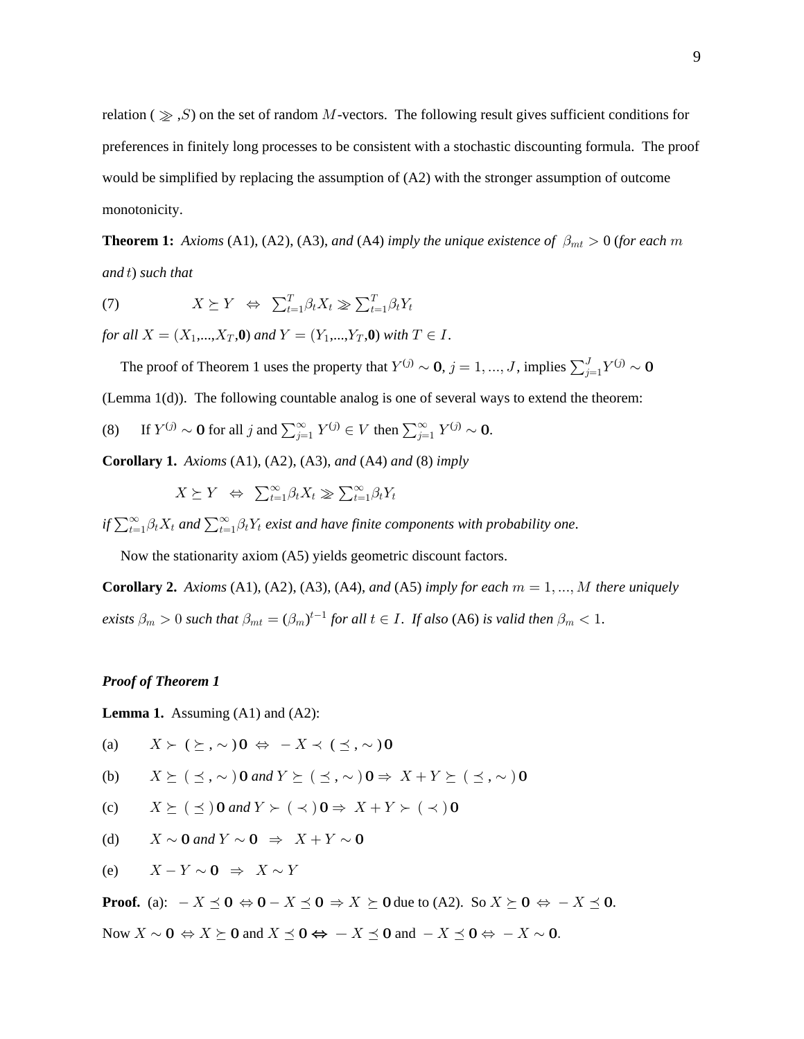relation ( $\geqslant$ ,$S$) on the set of random $M$-vectors. The following result gives sufficient conditions for preferences in finitely long processes to be consistent with a stochastic discounting formula. The proof would be simplified by replacing the assumption of (A2) with the stronger assumption of outcome monotonicity.

**Theorem 1:** *Axioms* (A1), (A2), (A3), *and* (A4) *imply the unique existence of* $\beta_{mt} > 0$ (*for each* $m$ *and* $t$) *such that*

(7) $$X \succeq Y \;\;\Leftrightarrow\;\; \sum_{t=1}^{T}\beta_t X_t \geqslant \sum_{t=1}^{T}\beta_t Y_t$$

*for all* $X = (X_1,...,X_T,\mathbf{0})$ *and* $Y = (Y_1,...,Y_T,\mathbf{0})$ *with* $T \in I$.

The proof of Theorem 1 uses the property that $Y^{(j)} \sim \mathbf{0}$, $j = 1, ..., J$, implies $\sum_{j=1}^{J} Y^{(j)} \sim \mathbf{0}$ (Lemma 1(d)). The following countable analog is one of several ways to extend the theorem:

(8) If $Y^{(j)} \sim \mathbf{0}$ for all $j$ and $\sum_{j=1}^{\infty} Y^{(j)} \in V$ then $\sum_{j=1}^{\infty} Y^{(j)} \sim \mathbf{0}$.

**Corollary 1.** *Axioms* (A1), (A2), (A3), *and* (A4) *and* (8) *imply*

$$X \succeq Y \;\;\Leftrightarrow\;\; \sum_{t=1}^{\infty}\beta_t X_t \geqslant \sum_{t=1}^{\infty}\beta_t Y_t$$

*if* $\sum_{t=1}^{\infty}\beta_t X_t$ *and* $\sum_{t=1}^{\infty}\beta_t Y_t$ *exist and have finite components with probability one*.

Now the stationarity axiom (A5) yields geometric discount factors.

**Corollary 2.** *Axioms* (A1), (A2), (A3), (A4), *and* (A5) *imply for each* $m = 1, ..., M$ *there uniquely exists* $\beta_m > 0$ *such that* $\beta_{mt} = (\beta_m)^{t-1}$ *for all* $t \in I$. *If also* (A6) *is valid then* $\beta_m < 1$.

### ***Proof of Theorem 1***

**Lemma 1.** Assuming (A1) and (A2):

(a) $X \succ (\succeq, \sim)\,\mathbf{0} \;\Leftrightarrow\; -X \prec (\preceq, \sim)\,\mathbf{0}$

(b) $X \succeq (\preceq, \sim)\,\mathbf{0}$ *and* $Y \succeq (\preceq, \sim)\,\mathbf{0} \Rightarrow X + Y \succeq (\preceq, \sim)\,\mathbf{0}$

(c) $X \succeq (\preceq)\,\mathbf{0}$ *and* $Y \succ (\prec)\,\mathbf{0} \Rightarrow X + Y \succ (\prec)\,\mathbf{0}$

(d) $X \sim \mathbf{0}$ *and* $Y \sim \mathbf{0} \;\Rightarrow\; X + Y \sim \mathbf{0}$

(e) $X - Y \sim \mathbf{0} \;\Rightarrow\; X \sim Y$

**Proof.** (a): $-X \preceq \mathbf{0} \Leftrightarrow \mathbf{0} - X \preceq \mathbf{0} \Rightarrow X \succeq \mathbf{0}$ due to (A2). So $X \succeq \mathbf{0} \Leftrightarrow -X \preceq \mathbf{0}$.

Now $X \sim \mathbf{0} \Leftrightarrow X \succeq \mathbf{0}$ and $X \preceq \mathbf{0} \Leftrightarrow -X \preceq \mathbf{0}$ and $-X \preceq \mathbf{0} \Leftrightarrow -X \sim \mathbf{0}$.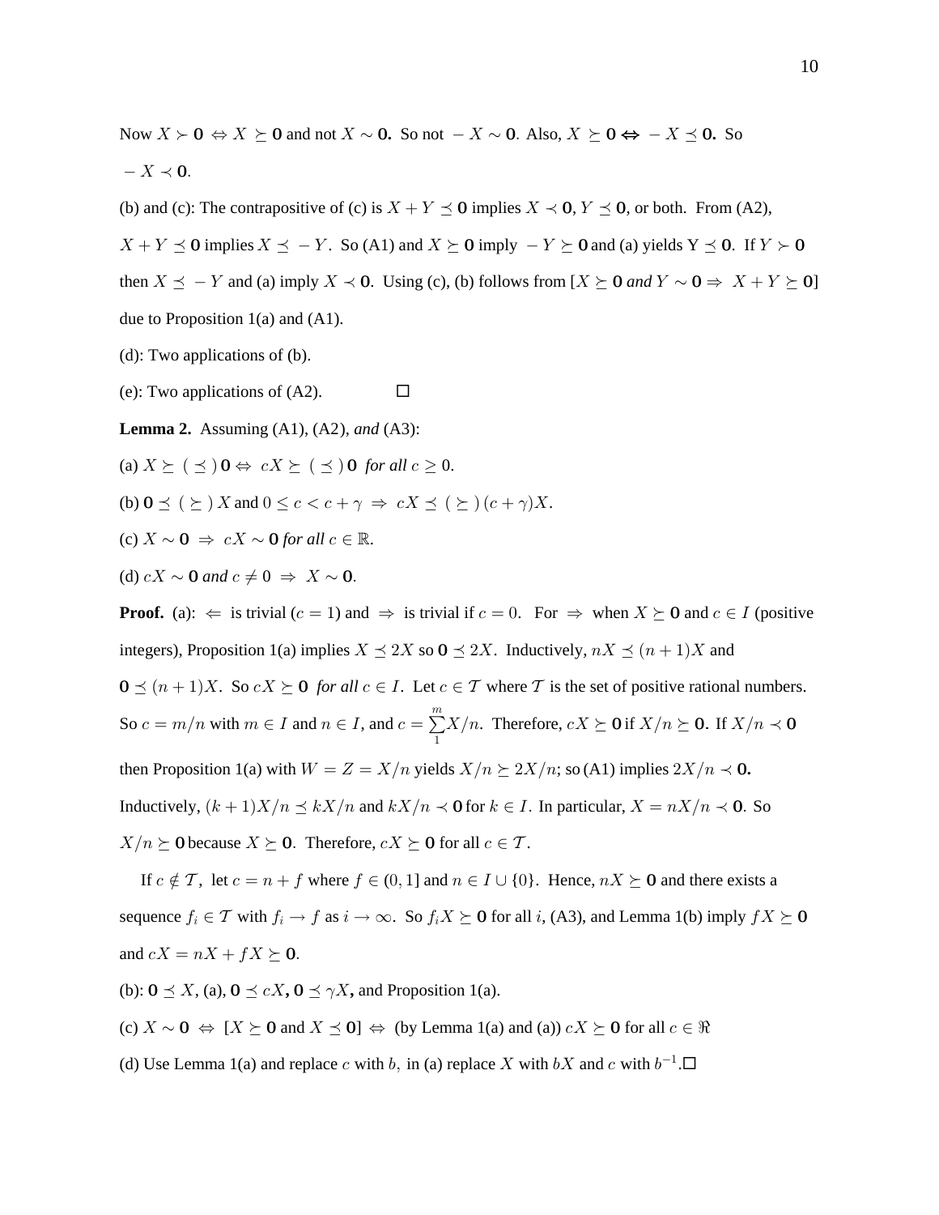Now $X \succ \mathbf{0} \Leftrightarrow X \succeq \mathbf{0}$ and not $X \sim \mathbf{0}.$ So not $-X \sim \mathbf{0}$. Also, $X \succeq \mathbf{0} \Leftrightarrow -X \preceq \mathbf{0}.$ So $-X \prec \mathbf{0}$.

(b) and (c): The contrapositive of (c) is $X + Y \preceq \mathbf{0}$ implies $X \prec \mathbf{0}$, $Y \preceq \mathbf{0}$, or both. From (A2), $X + Y \preceq \mathbf{0}$ implies $X \preceq -Y$. So (A1) and $X \succeq \mathbf{0}$ imply $-Y \succeq \mathbf{0}$ and (a) yields $Y \preceq \mathbf{0}$. If $Y \succ \mathbf{0}$ then $X \preceq -Y$ and (a) imply $X \prec \mathbf{0}$. Using (c), (b) follows from [$X \succeq \mathbf{0}$ *and* $Y \sim \mathbf{0} \Rightarrow X + Y \succeq \mathbf{0}$] due to Proposition 1(a) and (A1).

(d): Two applications of (b).

(e): Two applications of (A2). $\square$

**Lemma 2.** Assuming (A1), (A2), *and* (A3):

(a) $X \succeq (\preceq) \mathbf{0} \Leftrightarrow cX \succeq (\preceq) \mathbf{0}$ *for all* $c \geq 0$.

(b) $\mathbf{0} \preceq (\succeq) X$ and $0 \leq c < c + \gamma \Rightarrow cX \preceq (\succeq) (c + \gamma)X$.

(c) $X \sim \mathbf{0} \Rightarrow cX \sim \mathbf{0}$ *for all* $c \in \mathbb{R}$.

(d) $cX \sim \mathbf{0}$ *and* $c \neq 0 \Rightarrow X \sim \mathbf{0}$.

**Proof.** (a): $\Leftarrow$ is trivial ($c = 1$) and $\Rightarrow$ is trivial if $c = 0$. For $\Rightarrow$ when $X \succeq \mathbf{0}$ and $c \in I$ (positive integers), Proposition 1(a) implies $X \preceq 2X$ so $\mathbf{0} \preceq 2X$. Inductively, $nX \preceq (n+1)X$ and $\mathbf{0} \preceq (n+1)X$. So $cX \succeq \mathbf{0}$ *for all* $c \in I$. Let $c \in \mathcal{T}$ where $\mathcal{T}$ is the set of positive rational numbers. So $c = m/n$ with $m \in I$ and $n \in I$, and $c = \sum_{1}^{m} X/n$. Therefore, $cX \succeq \mathbf{0}$ if $X/n \succeq \mathbf{0}$. If $X/n \prec \mathbf{0}$ then Proposition 1(a) with $W = Z = X/n$ yields $X/n \succeq 2X/n$; so (A1) implies $2X/n \prec \mathbf{0}.$ Inductively, $(k+1)X/n \preceq kX/n$ and $kX/n \prec \mathbf{0}$ for $k \in I$. In particular, $X = nX/n \prec \mathbf{0}$. So $X/n \succeq \mathbf{0}$ because $X \succeq \mathbf{0}$. Therefore, $cX \succeq \mathbf{0}$ for all $c \in \mathcal{T}$.

If $c \notin \mathcal{T}$, let $c = n + f$ where $f \in (0, 1]$ and $n \in I \cup \{0\}$. Hence, $nX \succeq \mathbf{0}$ and there exists a sequence $f_i \in \mathcal{T}$ with $f_i \to f$ as $i \to \infty$. So $f_i X \succeq \mathbf{0}$ for all $i$, (A3), and Lemma 1(b) imply $fX \succeq \mathbf{0}$ and $cX = nX + fX \succeq \mathbf{0}$.

(b): $\mathbf{0} \preceq X$, (a), $\mathbf{0} \preceq cX$, $\mathbf{0} \preceq \gamma X$, and Proposition 1(a).

(c) $X \sim \mathbf{0} \Leftrightarrow [X \succeq \mathbf{0}$ and $X \preceq \mathbf{0}] \Leftrightarrow$ (by Lemma 1(a) and (a)) $cX \succeq \mathbf{0}$ for all $c \in \Re$

(d) Use Lemma 1(a) and replace $c$ with $b$, in (a) replace $X$ with $bX$ and $c$ with $b^{-1}$. $\square$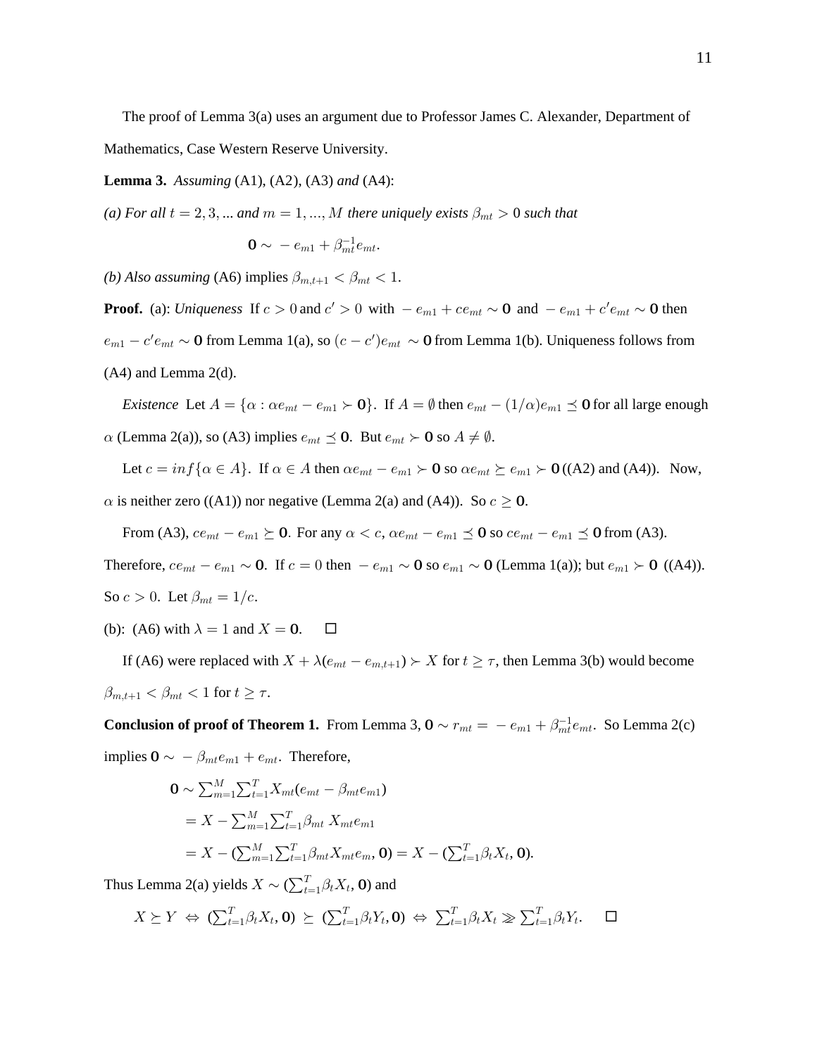The proof of Lemma 3(a) uses an argument due to Professor James C. Alexander, Department of Mathematics, Case Western Reserve University.

**Lemma 3.** *Assuming* (A1), (A2), (A3) *and* (A4):

*(a) For all* $t = 2, 3, ...$ *and* $m = 1, ..., M$ *there uniquely exists* $\beta_{mt} > 0$ *such that*

$$\mathbf{0} \sim -e_{m1} + \beta_{mt}^{-1} e_{mt}.$$

*(b) Also assuming* (A6) *implies* $\beta_{m,t+1} < \beta_{mt} < 1$.

**Proof.** (a): *Uniqueness* If $c > 0$ and $c' > 0$ with $-e_{m1} + ce_{mt} \sim \mathbf{0}$ and $-e_{m1} + c'e_{mt} \sim \mathbf{0}$ then $e_{m1} - c'e_{mt} \sim \mathbf{0}$ from Lemma 1(a), so $(c - c')e_{mt} \sim \mathbf{0}$ from Lemma 1(b). Uniqueness follows from (A4) and Lemma 2(d).

*Existence* Let $A = \{\alpha : \alpha e_{mt} - e_{m1} \succ \mathbf{0}\}$. If $A = \emptyset$ then $e_{mt} - (1/\alpha)e_{m1} \preceq \mathbf{0}$ for all large enough $\alpha$ (Lemma 2(a)), so (A3) implies $e_{mt} \preceq \mathbf{0}$. But $e_{mt} \succ \mathbf{0}$ so $A \neq \emptyset$.

Let $c = inf\{\alpha \in A\}$. If $\alpha \in A$ then $\alpha e_{mt} - e_{m1} \succ \mathbf{0}$ so $\alpha e_{mt} \succeq e_{m1} \succ \mathbf{0}$ ((A2) and (A4)). Now, $\alpha$ is neither zero ((A1)) nor negative (Lemma 2(a) and (A4)). So $c \geq \mathbf{0}$.

From (A3), $ce_{mt} - e_{m1} \succeq \mathbf{0}$. For any $\alpha < c$, $\alpha e_{mt} - e_{m1} \preceq \mathbf{0}$ so $ce_{mt} - e_{m1} \preceq \mathbf{0}$ from (A3). Therefore, $ce_{mt} - e_{m1} \sim \mathbf{0}$. If $c = 0$ then $-e_{m1} \sim \mathbf{0}$ so $e_{m1} \sim \mathbf{0}$ (Lemma 1(a)); but $e_{m1} \succ \mathbf{0}$ ((A4)). So $c > 0$. Let $\beta_{mt} = 1/c$.

(b): (A6) with $\lambda = 1$ and $X = \mathbf{0}$. □

If (A6) were replaced with $X + \lambda(e_{mt} - e_{m,t+1}) \succ X$ for $t \geq \tau$, then Lemma 3(b) would become $\beta_{m,t+1} < \beta_{mt} < 1$ for $t \geq \tau$.

**Conclusion of proof of Theorem 1.** From Lemma 3, $\mathbf{0} \sim r_{mt} = -e_{m1} + \beta_{mt}^{-1} e_{mt}$. So Lemma 2(c) implies $\mathbf{0} \sim -\beta_{mt} e_{m1} + e_{mt}$. Therefore,

$$\begin{aligned}
\mathbf{0} &\sim \textstyle\sum_{m=1}^{M} \sum_{t=1}^{T} X_{mt}(e_{mt} - \beta_{mt} e_{m1}) \\
&= X - \textstyle\sum_{m=1}^{M} \sum_{t=1}^{T} \beta_{mt}\, X_{mt} e_{m1} \\
&= X - (\textstyle\sum_{m=1}^{M} \sum_{t=1}^{T} \beta_{mt} X_{mt} e_m, \mathbf{0}) = X - (\textstyle\sum_{t=1}^{T} \beta_t X_t, \mathbf{0}).
\end{aligned}$$

Thus Lemma 2(a) yields $X \sim (\sum_{t=1}^{T} \beta_t X_t, \mathbf{0})$ and

$$X \succeq Y \;\Leftrightarrow\; (\textstyle\sum_{t=1}^{T} \beta_t X_t, \mathbf{0}) \;\succeq\; (\textstyle\sum_{t=1}^{T} \beta_t Y_t, \mathbf{0}) \;\Leftrightarrow\; \textstyle\sum_{t=1}^{T} \beta_t X_t \geqslant \textstyle\sum_{t=1}^{T} \beta_t Y_t. \quad \square$$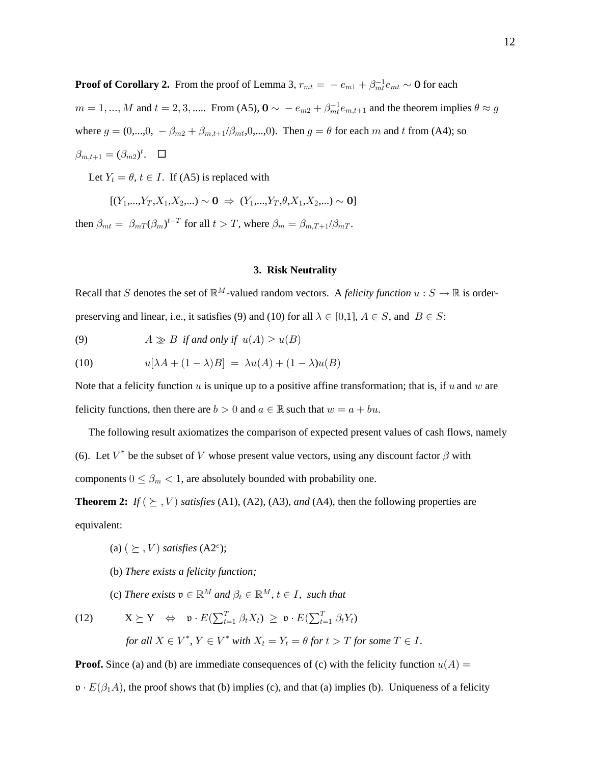**Proof of Corollary 2.** From the proof of Lemma 3, $r_{mt} = -e_{m1} + \beta_{mt}^{-1} e_{mt} \sim \mathbf{0}$ for each $m = 1, ..., M$ and $t = 2, 3, ....$. From (A5), $\mathbf{0} \sim -e_{m2} + \beta_{mt}^{-1} e_{m,t+1}$ and the theorem implies $\theta \approx g$ where $g = (0,...,0, -\beta_{m2} + \beta_{m,t+1}/\beta_{mt}, 0,...,0)$. Then $g = \theta$ for each $m$ and $t$ from (A4); so $\beta_{m,t+1} = (\beta_{m2})^t$. $\square$

Let $Y_t = \theta$, $t \in I$. If (A5) is replaced with

$$[(Y_1,...,Y_T,X_1,X_2,...) \sim \mathbf{0} \;\Rightarrow\; (Y_1,...,Y_T,\theta,X_1,X_2,...) \sim \mathbf{0}]$$

then $\beta_{mt} = \beta_{mT}(\beta_m)^{t-T}$ for all $t > T$, where $\beta_m = \beta_{m,T+1}/\beta_{mT}$.

## 3. Risk Neutrality

Recall that $S$ denotes the set of $\mathbb{R}^M$-valued random vectors. A *felicity function* $u : S \to \mathbb{R}$ is order-preserving and linear, i.e., it satisfies (9) and (10) for all $\lambda \in [0,1]$, $A \in S$, and $B \in S$:

(9) $\quad A \gg B$ *if and only if* $u(A) \geq u(B)$

(10) $\quad u[\lambda A + (1-\lambda)B] = \lambda u(A) + (1-\lambda)u(B)$

Note that a felicity function $u$ is unique up to a positive affine transformation; that is, if $u$ and $w$ are felicity functions, then there are $b > 0$ and $a \in \mathbb{R}$ such that $w = a + bu$.

The following result axiomatizes the comparison of expected present values of cash flows, namely (6). Let $V^*$ be the subset of $V$ whose present value vectors, using any discount factor $\beta$ with components $0 \leq \beta_m < 1$, are absolutely bounded with probability one.

**Theorem 2:** *If* $(\succeq, V)$ *satisfies* (A1), (A2), (A3), *and* (A4), then the following properties are equivalent:

(a) $(\succeq, V)$ *satisfies* (A2$^c$);

(b) *There exists a felicity function;*

(c) *There exists* $\mathfrak{v} \in \mathbb{R}^M$ *and* $\beta_t \in \mathbb{R}^M$, $t \in I$, *such that*

(12) $$\mathrm{X} \succeq \mathrm{Y} \quad \Leftrightarrow \quad \mathfrak{v} \cdot E(\textstyle\sum_{t=1}^{T} \beta_t X_t) \;\geq\; \mathfrak{v} \cdot E(\textstyle\sum_{t=1}^{T} \beta_t Y_t)$$

*for all* $X \in V^*$, $Y \in V^*$ *with* $X_t = Y_t = \theta$ *for* $t > T$ *for some* $T \in I$.

**Proof.** Since (a) and (b) are immediate consequences of (c) with the felicity function $u(A) = \mathfrak{v} \cdot E(\beta_1 A)$, the proof shows that (b) implies (c), and that (a) implies (b). Uniqueness of a felicity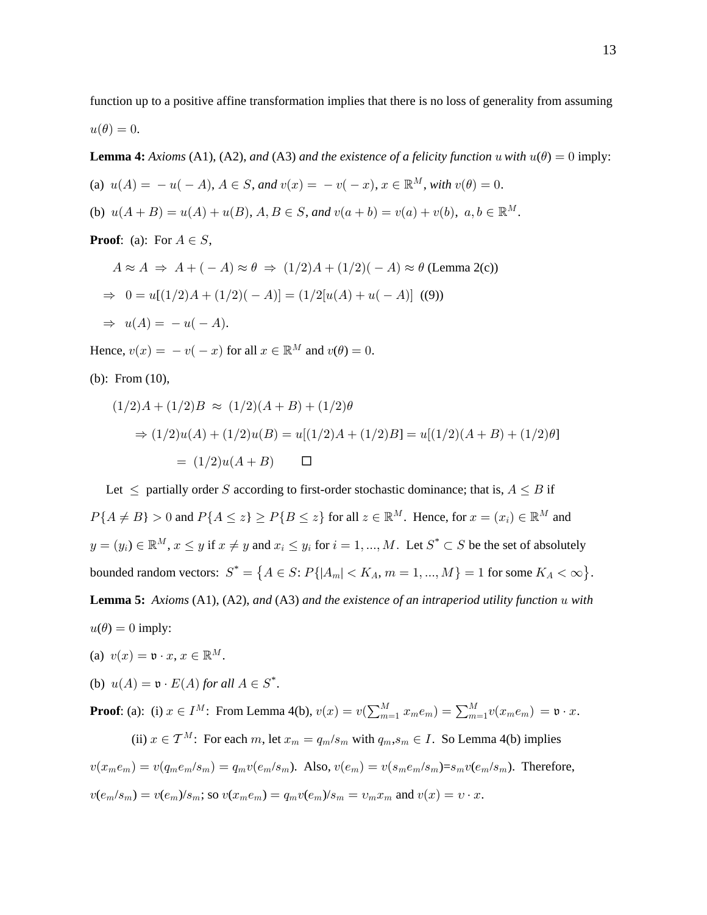function up to a positive affine transformation implies that there is no loss of generality from assuming $u(\theta) = 0$.

**Lemma 4:** *Axioms* (A1), (A2), *and* (A3) *and the existence of a felicity function* $u$ *with* $u(\theta) = 0$ imply:

(a) $u(A) = -u(-A)$, $A \in S$, *and* $v(x) = -v(-x)$, $x \in \mathbb{R}^M$, *with* $v(\theta) = 0$.

(b) $u(A + B) = u(A) + u(B)$, $A, B \in S$, *and* $v(a + b) = v(a) + v(b)$, $a, b \in \mathbb{R}^M$.

**Proof**: (a): For $A \in S$,

$$A \approx A \;\Rightarrow\; A + (-A) \approx \theta \;\Rightarrow\; (1/2)A + (1/2)(-A) \approx \theta \text{ (Lemma 2(c))}$$

$$\Rightarrow\; 0 = u[(1/2)A + (1/2)(-A)] = (1/2[u(A) + u(-A)] \text{ ((9))}$$

$$\Rightarrow\; u(A) = -u(-A).$$

Hence, $v(x) = -v(-x)$ for all $x \in \mathbb{R}^M$ and $v(\theta) = 0$.

(b): From (10),

$$(1/2)A + (1/2)B \;\approx\; (1/2)(A + B) + (1/2)\theta$$

$$\Rightarrow (1/2)u(A) + (1/2)u(B) = u[(1/2)A + (1/2)B] = u[(1/2)(A + B) + (1/2)\theta]$$

$$= (1/2)u(A + B) \qquad \square$$

Let $\leq$ partially order $S$ according to first-order stochastic dominance; that is, $A \leq B$ if $P\{A \neq B\} > 0$ and $P\{A \leq z\} \geq P\{B \leq z\}$ for all $z \in \mathbb{R}^M$. Hence, for $x = (x_i) \in \mathbb{R}^M$ and $y = (y_i) \in \mathbb{R}^M$, $x \leq y$ if $x \neq y$ and $x_i \leq y_i$ for $i = 1, ..., M$. Let $S^* \subset S$ be the set of absolutely bounded random vectors: $S^* = \{A \in S\text{: } P\{|A_m| < K_A, m = 1, ..., M\} = 1 \text{ for some } K_A < \infty\}$.

**Lemma 5:** *Axioms* (A1), (A2), *and* (A3) *and the existence of an intraperiod utility function* $u$ *with* $u(\theta) = 0$ imply:

(a) $v(x) = \mathfrak{v} \cdot x$, $x \in \mathbb{R}^M$.

(b) $u(A) = \mathfrak{v} \cdot E(A)$ *for all* $A \in S^*$.

**Proof**: (a): (i) $x \in I^M$: From Lemma 4(b), $v(x) = v(\sum_{m=1}^{M} x_m e_m) = \sum_{m=1}^{M} v(x_m e_m) = \mathfrak{v} \cdot x$.

(ii) $x \in \mathcal{T}^M$: For each $m$, let $x_m = q_m / s_m$ with $q_m, s_m \in I$. So Lemma 4(b) implies $v(x_m e_m) = v(q_m e_m / s_m) = q_m v(e_m / s_m)$. Also, $v(e_m) = v(s_m e_m / s_m) = s_m v(e_m / s_m)$. Therefore, $v(e_m / s_m) = v(e_m)/s_m$; so $v(x_m e_m) = q_m v(e_m)/s_m = \upsilon_m x_m$ and $v(x) = \upsilon \cdot x$.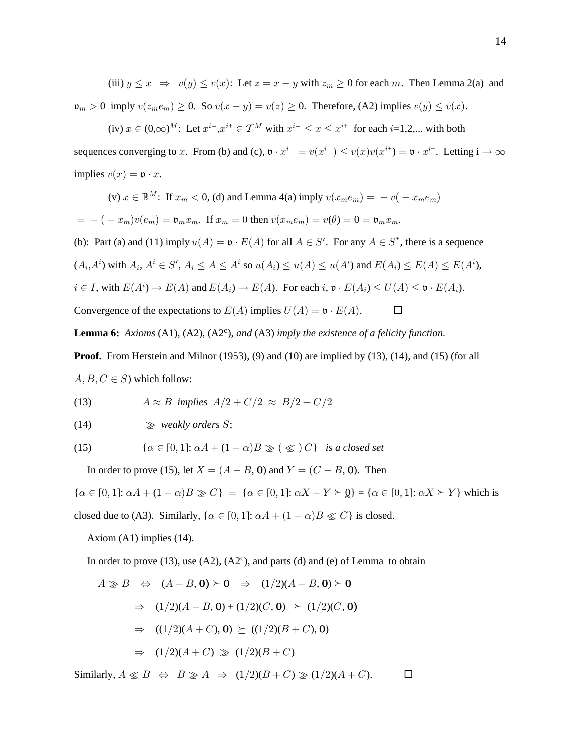(iii) $y \leq x \;\;\Rightarrow\;\; v(y) \leq v(x)$: Let $z = x - y$ with $z_m \geq 0$ for each $m$. Then Lemma 2(a) and $\mathfrak{v}_m > 0$ imply $v(z_m e_m) \geq 0$. So $v(x-y) = v(z) \geq 0$. Therefore, (A2) implies $v(y) \leq v(x)$.

(iv) $x \in (0{,}\infty)^M$: Let $x^{i-}, x^{i+} \in \mathcal{T}^M$ with $x^{i-} \leq x \leq x^{i+}$ for each $i$=1,2,... with both sequences converging to $x$. From (b) and (c), $\mathfrak{v} \cdot x^{i-} = v(x^{i-}) \leq v(x)v(x^{i+}) = \mathfrak{v} \cdot x^{i+}$. Letting i $\rightarrow \infty$ implies $v(x) = \mathfrak{v} \cdot x$.

(v) $x \in \mathbb{R}^M$: If $x_m < 0$, (d) and Lemma 4(a) imply $v(x_m e_m) = -v(-x_m e_m)$ $= -(-x_m)v(e_m) = \mathfrak{v}_m x_m$. If $x_m = 0$ then $v(x_m e_m) = v(\theta) = 0 = \mathfrak{v}_m x_m$.

(b): Part (a) and (11) imply $u(A) = \mathfrak{v} \cdot E(A)$ for all $A \in S'$. For any $A \in S^*$, there is a sequence $(A_i, A^i)$ with $A_i$, $A^i \in S'$, $A_i \leq A \leq A^i$ so $u(A_i) \leq u(A) \leq u(A^i)$ and $E(A_i) \leq E(A) \leq E(A^i)$, $i \in I$, with $E(A^i) \rightarrow E(A)$ and $E(A_i) \rightarrow E(A)$. For each $i$, $\mathfrak{v} \cdot E(A_i) \leq U(A) \leq \mathfrak{v} \cdot E(A_i)$. Convergence of the expectations to $E(A)$ implies $U(A) = \mathfrak{v} \cdot E(A)$. □

**Lemma 6:** *Axioms* (A1), (A2), (A2$^c$), *and* (A3) *imply the existence of a felicity function.*

**Proof.** From Herstein and Milnor (1953), (9) and (10) are implied by (13), (14), and (15) (for all $A, B, C \in S$) which follow:

(13) $\qquad A \approx B$ *implies* $A/2 + C/2 \;\approx\; B/2 + C/2$

(14) $\qquad \gg$ *weakly orders* $S$;

(15) $\qquad \{\alpha \in [0,1]\text{: } \alpha A + (1-\alpha)B \gg (\ll)\, C\}$ *is a closed set*

In order to prove (15), let $X = (A - B, \mathbf{0})$ and $Y = (C - B, \mathbf{0})$. Then $\{\alpha \in [0,1]\text{: } \alpha A + (1-\alpha)B \gg C\} = \{\alpha \in [0,1]\text{: } \alpha X - Y \succeq \underline{0}\} = \{\alpha \in [0,1]\text{: } \alpha X \succeq Y\}$ which is closed due to (A3). Similarly, $\{\alpha \in [0,1]\text{: } \alpha A + (1-\alpha)B \ll C\}$ is closed.

Axiom (A1) implies (14).

In order to prove (13), use (A2), (A2$^c$), and parts (d) and (e) of Lemma to obtain

$$A \gg B \;\;\Leftrightarrow\;\; (A-B, \mathbf{0}) \succeq \mathbf{0} \;\;\Rightarrow\;\; (1/2)(A-B, \mathbf{0}) \succeq \mathbf{0}$$

$$\Rightarrow\;\; (1/2)(A-B, \mathbf{0}) + (1/2)(C, \mathbf{0}) \;\succeq\; (1/2)(C, \mathbf{0})$$

$$\Rightarrow\;\; ((1/2)(A+C), \mathbf{0}) \;\succeq\; ((1/2)(B+C), \mathbf{0})$$

$$\Rightarrow\;\; (1/2)(A+C) \;\gg\; (1/2)(B+C)$$

Similarly, $A \ll B \;\Leftrightarrow\; B \gg A \;\Rightarrow\; (1/2)(B+C) \gg (1/2)(A+C)$. □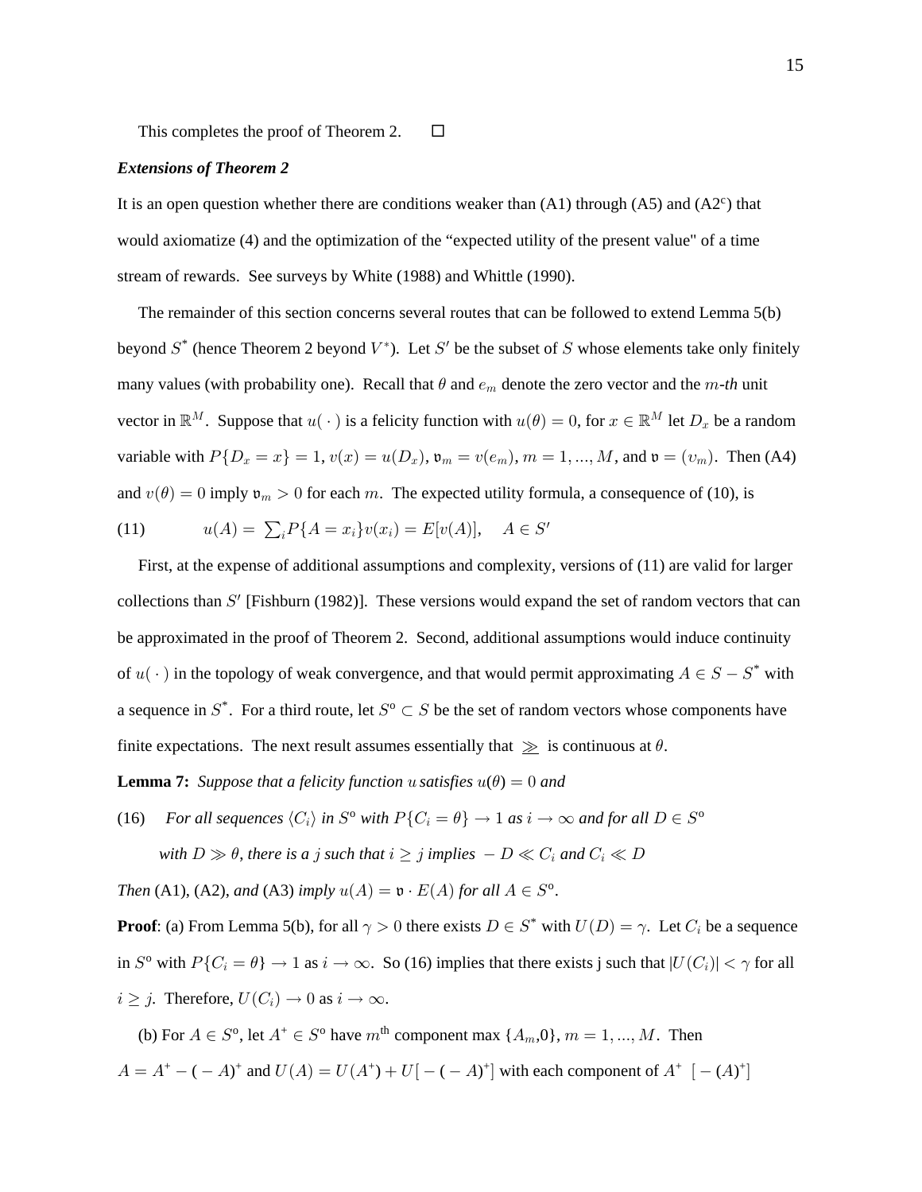This completes the proof of Theorem 2. $\square$

***Extensions of Theorem 2***

It is an open question whether there are conditions weaker than (A1) through (A5) and (A2$^c$) that would axiomatize (4) and the optimization of the "expected utility of the present value" of a time stream of rewards. See surveys by White (1988) and Whittle (1990).

The remainder of this section concerns several routes that can be followed to extend Lemma 5(b) beyond $S^*$ (hence Theorem 2 beyond $V^*$). Let $S'$ be the subset of $S$ whose elements take only finitely many values (with probability one). Recall that $\theta$ and $e_m$ denote the zero vector and the $m$-*th* unit vector in $\mathbb{R}^M$. Suppose that $u(\,\cdot\,)$ is a felicity function with $u(\theta) = 0$, for $x \in \mathbb{R}^M$ let $D_x$ be a random variable with $P\{D_x = x\} = 1$, $v(x) = u(D_x)$, $\mathfrak{v}_m = v(e_m)$, $m = 1, ..., M$, and $\mathfrak{v} = (v_m)$. Then (A4) and $v(\theta) = 0$ imply $\mathfrak{v}_m > 0$ for each $m$. The expected utility formula, a consequence of (10), is

(11) $\qquad u(A) = \sum_i P\{A = x_i\} v(x_i) = E[v(A)], \quad A \in S'$

First, at the expense of additional assumptions and complexity, versions of (11) are valid for larger collections than $S'$ [Fishburn (1982)]. These versions would expand the set of random vectors that can be approximated in the proof of Theorem 2. Second, additional assumptions would induce continuity of $u(\,\cdot\,)$ in the topology of weak convergence, and that would permit approximating $A \in S - S^*$ with a sequence in $S^*$. For a third route, let $S^o \subset S$ be the set of random vectors whose components have finite expectations. The next result assumes essentially that $\ggcurly$ is continuous at $\theta$.

**Lemma 7:** *Suppose that a felicity function* $u$ *satisfies* $u(\theta) = 0$ *and*

(16) *For all sequences* $\langle C_i \rangle$ *in* $S^o$ *with* $P\{C_i = \theta\} \to 1$ *as* $i \to \infty$ *and for all* $D \in S^o$ *with* $D \gg \theta$, *there is a* $j$ *such that* $i \geq j$ *implies* $-D \ll C_i$ *and* $C_i \ll D$

*Then* (A1), (A2), *and* (A3) *imply* $u(A) = \mathfrak{v} \cdot E(A)$ *for all* $A \in S^o$.

**Proof**: (a) From Lemma 5(b), for all $\gamma > 0$ there exists $D \in S^*$ with $U(D) = \gamma$. Let $C_i$ be a sequence in $S^o$ with $P\{C_i = \theta\} \to 1$ as $i \to \infty$. So (16) implies that there exists j such that $|U(C_i)| < \gamma$ for all $i \geq j$. Therefore, $U(C_i) \to 0$ as $i \to \infty$.

(b) For $A \in S^o$, let $A^+ \in S^o$ have $m^{\text{th}}$ component max $\{A_m, 0\}$, $m = 1, ..., M$. Then $A = A^+ - (-A)^+$ and $U(A) = U(A^+) + U[-(-A)^+]$ with each component of $A^+$ $[-(A)^+]$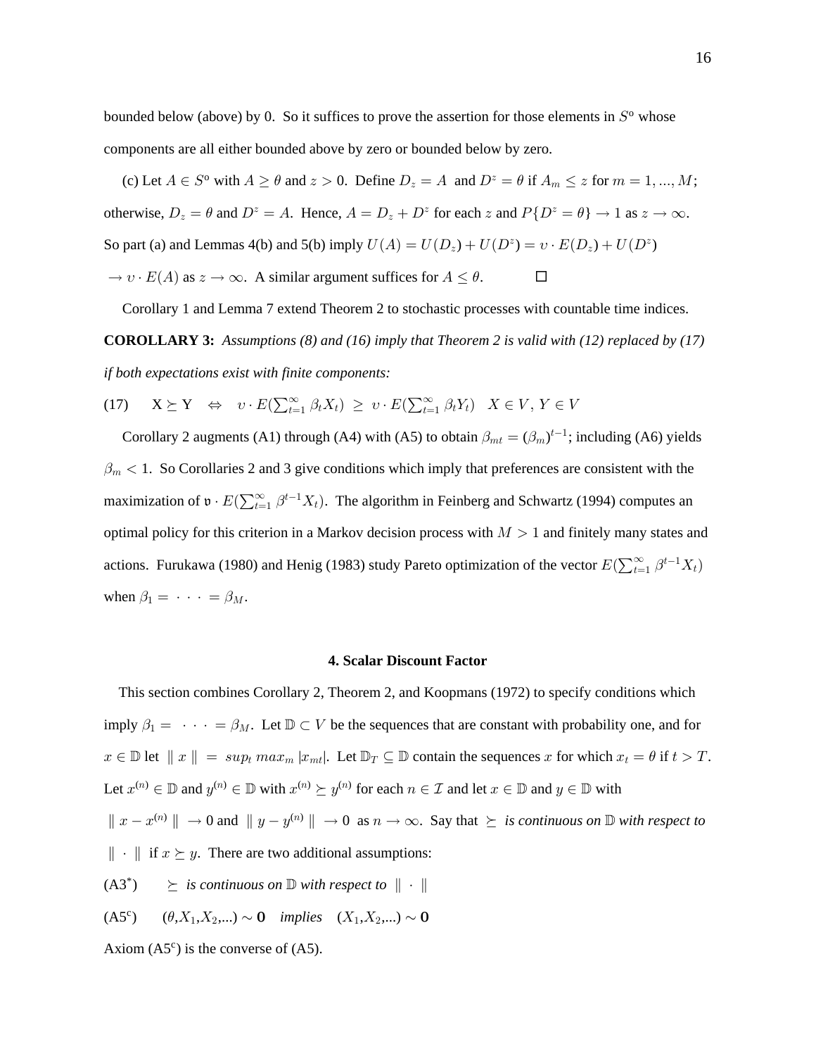bounded below (above) by 0. So it suffices to prove the assertion for those elements in $S^o$ whose components are all either bounded above by zero or bounded below by zero.

(c) Let $A \in S^o$ with $A \geq \theta$ and $z > 0$. Define $D_z = A$ and $D^z = \theta$ if $A_m \leq z$ for $m = 1, ..., M$; otherwise, $D_z = \theta$ and $D^z = A$. Hence, $A = D_z + D^z$ for each $z$ and $P\{D^z = \theta\} \to 1$ as $z \to \infty$. So part (a) and Lemmas 4(b) and 5(b) imply $U(A) = U(D_z) + U(D^z) = \upsilon \cdot E(D_z) + U(D^z)$ $\to \upsilon \cdot E(A)$ as $z \to \infty$. A similar argument suffices for $A \leq \theta$. □

Corollary 1 and Lemma 7 extend Theorem 2 to stochastic processes with countable time indices.

**COROLLARY 3:** *Assumptions (8) and (16) imply that Theorem 2 is valid with (12) replaced by (17) if both expectations exist with finite components:*

(17) $\quad \mathrm{X} \succeq \mathrm{Y} \quad \Leftrightarrow \quad \upsilon \cdot E(\sum_{t=1}^{\infty} \beta_t X_t) \;\geq\; \upsilon \cdot E(\sum_{t=1}^{\infty} \beta_t Y_t) \quad X \in V,\, Y \in V$

Corollary 2 augments (A1) through (A4) with (A5) to obtain $\beta_{mt} = (\beta_m)^{t-1}$; including (A6) yields $\beta_m < 1$. So Corollaries 2 and 3 give conditions which imply that preferences are consistent with the maximization of $\mathfrak{v} \cdot E(\sum_{t=1}^{\infty} \beta^{t-1} X_t)$. The algorithm in Feinberg and Schwartz (1994) computes an optimal policy for this criterion in a Markov decision process with $M > 1$ and finitely many states and actions. Furukawa (1980) and Henig (1983) study Pareto optimization of the vector $E(\sum_{t=1}^{\infty} \beta^{t-1} X_t)$ when $\beta_1 = \cdot\cdot\cdot = \beta_M$.

## 4. Scalar Discount Factor

This section combines Corollary 2, Theorem 2, and Koopmans (1972) to specify conditions which imply $\beta_1 = \cdot\cdot\cdot = \beta_M$. Let $\mathbb{D} \subset V$ be the sequences that are constant with probability one, and for $x \in \mathbb{D}$ let $\| x \| = sup_t \, max_m \, |x_{mt}|$. Let $\mathbb{D}_T \subseteq \mathbb{D}$ contain the sequences $x$ for which $x_t = \theta$ if $t > T$. Let $x^{(n)} \in \mathbb{D}$ and $y^{(n)} \in \mathbb{D}$ with $x^{(n)} \succeq y^{(n)}$ for each $n \in \mathcal{I}$ and let $x \in \mathbb{D}$ and $y \in \mathbb{D}$ with $\| x - x^{(n)} \| \to 0$ and $\| y - y^{(n)} \| \to 0$ as $n \to \infty$. Say that $\succeq$ *is continuous on* $\mathbb{D}$ *with respect to* $\| \cdot \|$ if $x \succeq y$. There are two additional assumptions:

(A3*) $\quad \succeq$ *is continuous on* $\mathbb{D}$ *with respect to* $\| \cdot \|$

(A5c) $\quad (\theta, X_1, X_2, ...) \sim \mathbf{0}$ *implies* $(X_1, X_2, ...) \sim \mathbf{0}$

Axiom (A5c) is the converse of (A5).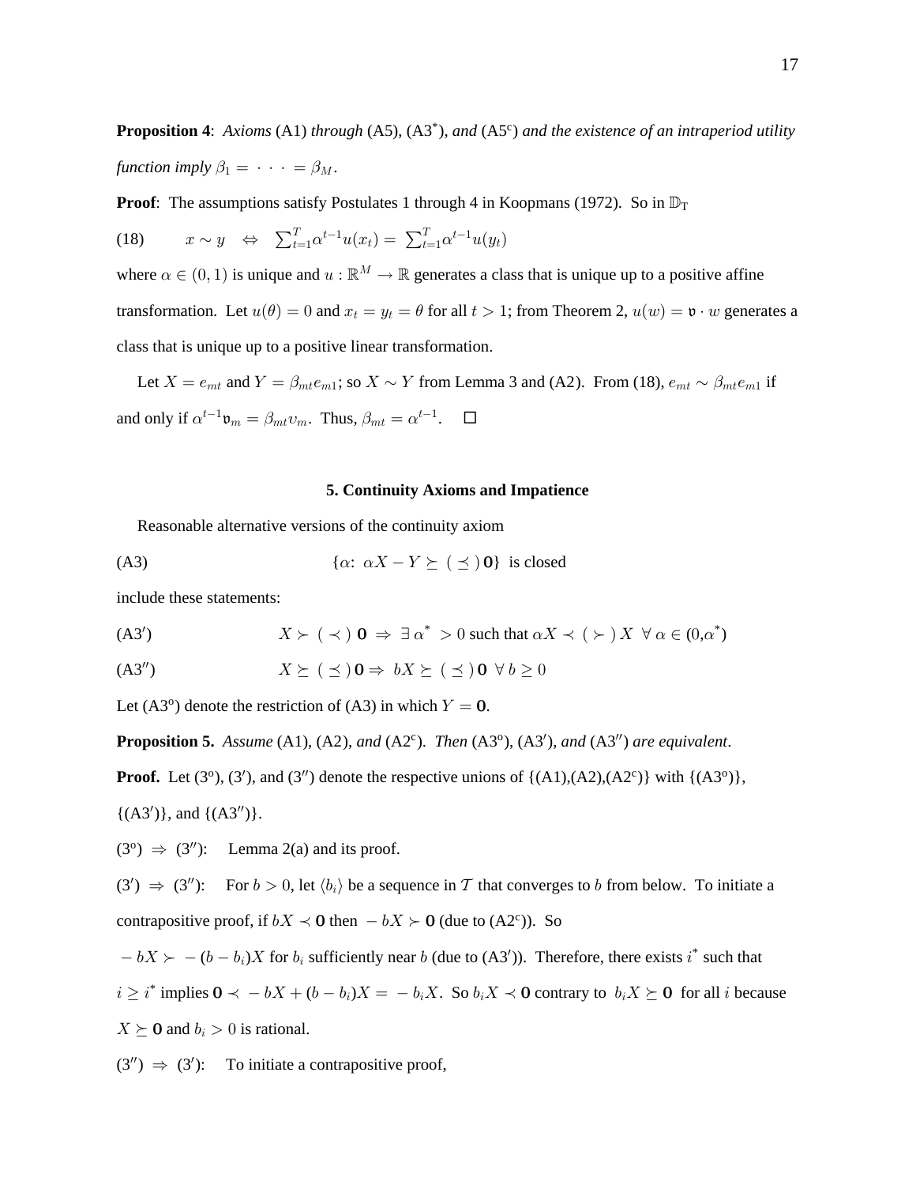**Proposition 4**: *Axioms* (A1) *through* (A5), (A3*), *and* (A5c) *and the existence of an intraperiod utility function imply* $\beta_1 = \cdot\cdot\cdot = \beta_M$.

**Proof**: The assumptions satisfy Postulates 1 through 4 in Koopmans (1972). So in $\mathbb{D}_T$

(18) $\quad x \sim y \quad \Leftrightarrow \quad \sum_{t=1}^{T} \alpha^{t-1} u(x_t) = \sum_{t=1}^{T} \alpha^{t-1} u(y_t)$

where $\alpha \in (0,1)$ is unique and $u : \mathbb{R}^M \to \mathbb{R}$ generates a class that is unique up to a positive affine transformation. Let $u(\theta) = 0$ and $x_t = y_t = \theta$ for all $t > 1$; from Theorem 2, $u(w) = \mathfrak{v} \cdot w$ generates a class that is unique up to a positive linear transformation.

Let $X = e_{mt}$ and $Y = \beta_{mt} e_{m1}$; so $X \sim Y$ from Lemma 3 and (A2). From (18), $e_{mt} \sim \beta_{mt} e_{m1}$ if and only if $\alpha^{t-1} \mathfrak{v}_m = \beta_{mt} \upsilon_m$. Thus, $\beta_{mt} = \alpha^{t-1}$. $\square$

## 5. Continuity Axioms and Impatience

Reasonable alternative versions of the continuity axiom

(A3) $\qquad \{\alpha\!: \ \alpha X - Y \succeq (\preceq) \, \mathbf{0}\}$ is closed

include these statements:

(A3′) $\qquad X \succ (\prec) \ \mathbf{0} \ \Rightarrow \ \exists \, \alpha^* > 0$ such that $\alpha X \prec (\succ) \ X \ \ \forall \, \alpha \in (0, \alpha^*)$

(A3″) $\qquad X \succeq (\preceq) \, \mathbf{0} \Rightarrow \ bX \succeq (\preceq) \, \mathbf{0} \ \ \forall \, b \geq 0$

Let (A3o) denote the restriction of (A3) in which $Y = \mathbf{0}$.

**Proposition 5.** *Assume* (A1), (A2), *and* (A2c). *Then* (A3o), (A3′), *and* (A3″) *are equivalent*.

**Proof.** Let (3o), (3′), and (3″) denote the respective unions of {(A1),(A2),(A2c)} with {(A3o)}, {(A3′)}, and {(A3″)}.

(3o) $\Rightarrow$ (3″): Lemma 2(a) and its proof.

(3′) $\Rightarrow$ (3″): For $b > 0$, let $\langle b_i \rangle$ be a sequence in $\mathcal{T}$ that converges to $b$ from below. To initiate a contrapositive proof, if $bX \prec \mathbf{0}$ then $-bX \succ \mathbf{0}$ (due to (A2c)). So $-bX \succ -(b - b_i)X$ for $b_i$ sufficiently near $b$ (due to (A3′)). Therefore, there exists $i^*$ such that $i \geq i^*$ implies $\mathbf{0} \prec -bX + (b - b_i)X = -b_i X$. So $b_i X \prec \mathbf{0}$ contrary to $b_i X \succeq \mathbf{0}$ for all $i$ because $X \succeq \mathbf{0}$ and $b_i > 0$ is rational.

(3″) $\Rightarrow$ (3′): To initiate a contrapositive proof,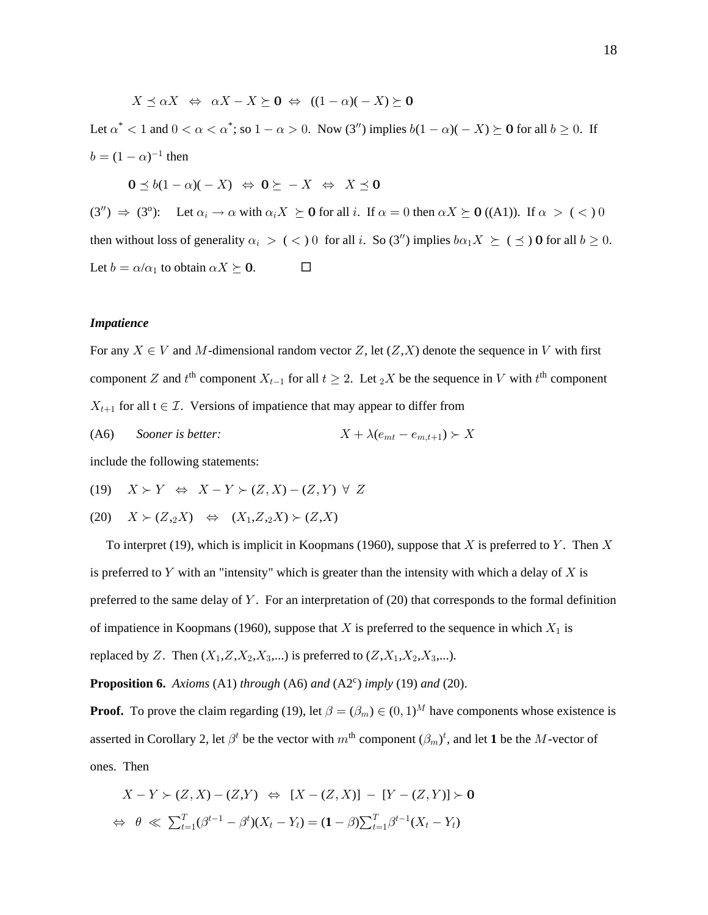$$X \preceq \alpha X \iff \alpha X - X \succeq \mathbf{0} \iff ((1-\alpha)(-X) \succeq \mathbf{0}$$

Let $\alpha^* < 1$ and $0 < \alpha < \alpha^*$; so $1 - \alpha > 0$. Now (3″) implies $b(1-\alpha)(-X) \succeq \mathbf{0}$ for all $b \geq 0$. If $b = (1-\alpha)^{-1}$ then

$$\mathbf{0} \preceq b(1-\alpha)(-X) \iff \mathbf{0} \succeq -X \iff X \preceq \mathbf{0}$$

(3″) $\Rightarrow$ (3°): Let $\alpha_i \to \alpha$ with $\alpha_i X \succeq \mathbf{0}$ for all $i$. If $\alpha = 0$ then $\alpha X \succeq \mathbf{0}$ ((A1)). If $\alpha > (<) \; 0$ then without loss of generality $\alpha_i > (<) \; 0$ for all $i$. So (3″) implies $b\alpha_1 X \succeq (\preceq) \; \mathbf{0}$ for all $b \geq 0$. Let $b = \alpha/\alpha_1$ to obtain $\alpha X \succeq \mathbf{0}$. □

***Impatience***

For any $X \in V$ and $M$-dimensional random vector $Z$, let $(Z,X)$ denote the sequence in $V$ with first component $Z$ and $t^{\text{th}}$ component $X_{t-1}$ for all $t \geq 2$. Let ${}_2X$ be the sequence in $V$ with $t^{\text{th}}$ component $X_{t+1}$ for all $t \in \mathcal{I}$. Versions of impatience that may appear to differ from

(A6) *Sooner is better:* $\quad X + \lambda(e_{mt} - e_{m,t+1}) \succ X$

include the following statements:

(19) $\quad X \succ Y \iff X - Y \succ (Z,X) - (Z,Y) \;\; \forall \; Z$

(20) $\quad X \succ (Z, {}_2X) \iff (X_1, Z, {}_2X) \succ (Z,X)$

To interpret (19), which is implicit in Koopmans (1960), suppose that $X$ is preferred to $Y$. Then $X$ is preferred to $Y$ with an "intensity" which is greater than the intensity with which a delay of $X$ is preferred to the same delay of $Y$. For an interpretation of (20) that corresponds to the formal definition of impatience in Koopmans (1960), suppose that $X$ is preferred to the sequence in which $X_1$ is replaced by $Z$. Then $(X_1, Z, X_2, X_3, ...)$ is preferred to $(Z, X_1, X_2, X_3, ...)$.

**Proposition 6.** *Axioms* (A1) *through* (A6) *and* (A2[c]) *imply* (19) *and* (20).

**Proof.** To prove the claim regarding (19), let $\beta = (\beta_m) \in (0,1)^M$ have components whose existence is asserted in Corollary 2, let $\beta^t$ be the vector with $m^{\text{th}}$ component $(\beta_m)^t$, and let $\mathbf{1}$ be the $M$-vector of ones. Then

$$X - Y \succ (Z,X) - (Z,Y) \iff [X - (Z,X)] - [Y - (Z,Y)] \succ \mathbf{0}$$

$$\iff \theta \ll \textstyle\sum_{t=1}^{T} (\beta^{t-1} - \beta^t)(X_t - Y_t) = (\mathbf{1} - \beta)\sum_{t=1}^{T} \beta^{t-1}(X_t - Y_t)$$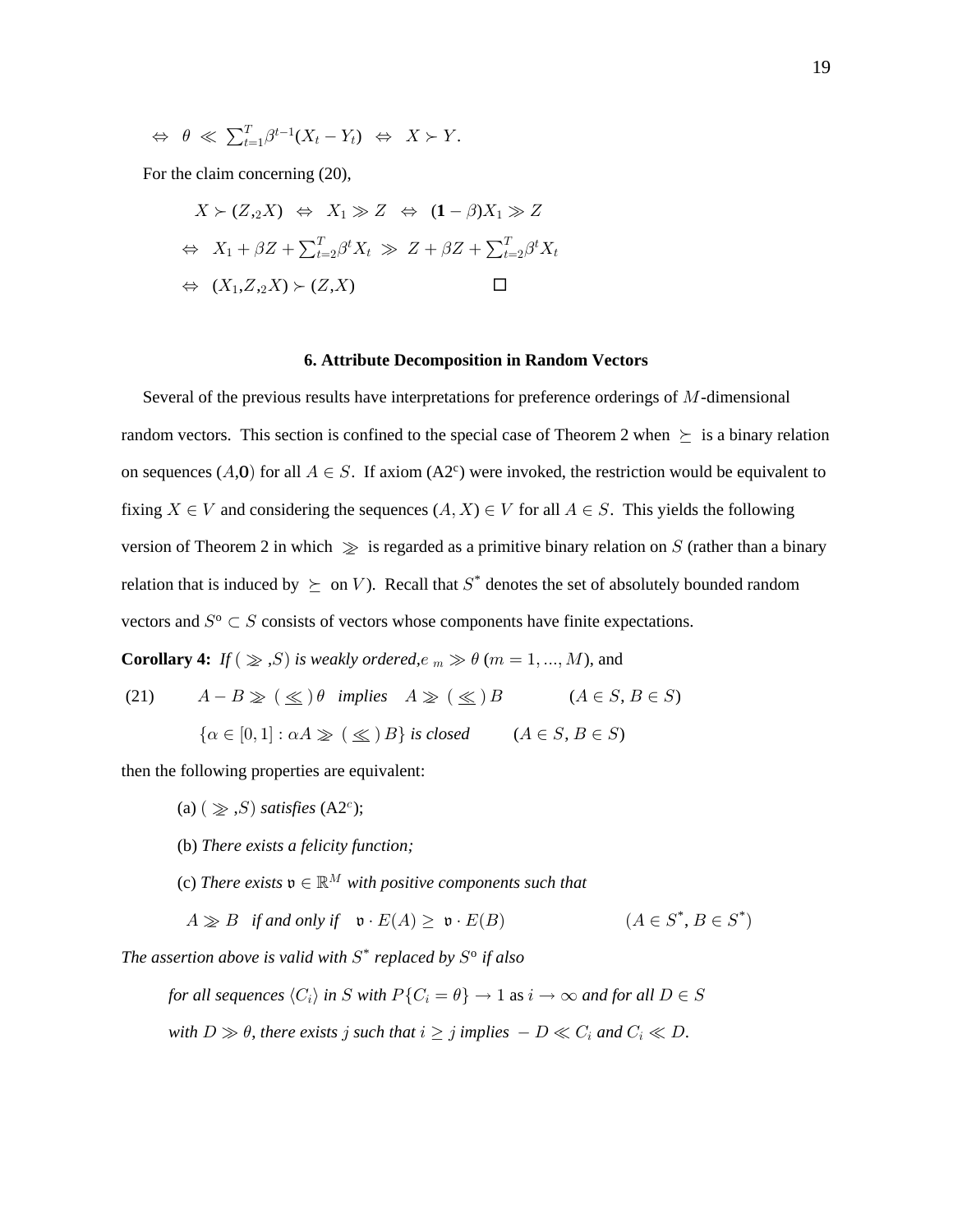$$\Leftrightarrow \;\; \theta \;\ll\; \textstyle\sum_{t=1}^{T}\beta^{t-1}(X_t - Y_t) \;\;\Leftrightarrow\;\; X \succ Y.$$

For the claim concerning (20),

$$X \succ (Z,{}_2X) \;\;\Leftrightarrow\;\; X_1 \gg Z \;\;\Leftrightarrow\;\; (\mathbf{1}-\beta)X_1 \gg Z$$

$$\Leftrightarrow\;\; X_1 + \beta Z + \textstyle\sum_{t=2}^{T}\beta^{t}X_t \;\gg\; Z + \beta Z + \textstyle\sum_{t=2}^{T}\beta^{t}X_t$$

$$\Leftrightarrow\;\; (X_1,Z,{}_2X) \succ (Z,X) \qquad \square$$

### 6. Attribute Decomposition in Random Vectors

Several of the previous results have interpretations for preference orderings of $M$-dimensional random vectors. This section is confined to the special case of Theorem 2 when $\succeq$ is a binary relation on sequences $(A,\mathbf{0})$ for all $A \in S$. If axiom (A2[c]) were invoked, the restriction would be equivalent to fixing $X \in V$ and considering the sequences $(A, X) \in V$ for all $A \in S$. This yields the following version of Theorem 2 in which $\gtrsim$ is regarded as a primitive binary relation on $S$ (rather than a binary relation that is induced by $\succeq$ on $V$). Recall that $S^*$ denotes the set of absolutely bounded random vectors and $S^{\text{o}} \subset S$ consists of vectors whose components have finite expectations.

**Corollary 4:** *If* $(\gtrsim, S)$ *is weakly ordered,* $e_m \gg \theta$ $(m = 1, ..., M)$, and

$$\text{(21)} \qquad A - B \gtrsim (\lesssim)\,\theta \;\; \textit{implies} \;\; A \gtrsim (\lesssim)\, B \qquad (A \in S,\, B \in S)$$

$$\{\alpha \in [0,1] : \alpha A \gtrsim (\lesssim)\, B\} \textit{ is closed} \qquad (A \in S,\, B \in S)$$

then the following properties are equivalent:

(a) $(\gtrsim, S)$ *satisfies* (A2[c]);

(b) *There exists a felicity function;*

(c) *There exists* $\mathfrak{v} \in \mathbb{R}^M$ *with positive components such that*

$$A \gtrsim B \;\; \textit{if and only if} \;\; \mathfrak{v}\cdot E(A) \geq \mathfrak{v}\cdot E(B) \qquad (A \in S^*,\, B \in S^*)$$

*The assertion above is valid with* $S^*$ *replaced by* $S^{\text{o}}$ *if also*

*for all sequences* $\langle C_i \rangle$ *in* $S$ *with* $P\{C_i = \theta\} \to 1$ as $i \to \infty$ *and for all* $D \in S$ *with* $D \gg \theta$*, there exists* $j$ *such that* $i \geq j$ *implies* $-D \ll C_i$ *and* $C_i \ll D$.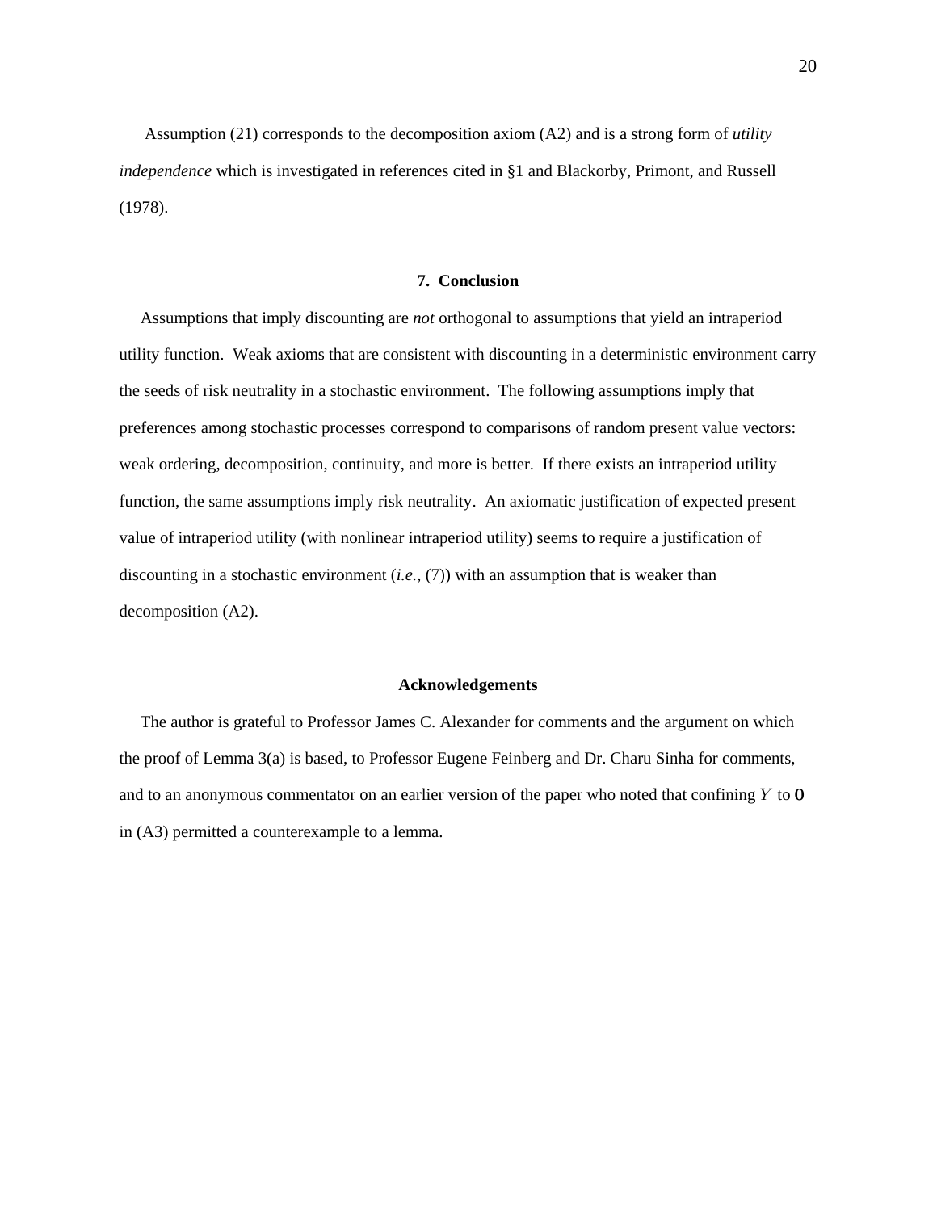Assumption (21) corresponds to the decomposition axiom (A2) and is a strong form of *utility independence* which is investigated in references cited in §1 and Blackorby, Primont, and Russell (1978).

## 7. Conclusion

Assumptions that imply discounting are *not* orthogonal to assumptions that yield an intraperiod utility function. Weak axioms that are consistent with discounting in a deterministic environment carry the seeds of risk neutrality in a stochastic environment. The following assumptions imply that preferences among stochastic processes correspond to comparisons of random present value vectors: weak ordering, decomposition, continuity, and more is better. If there exists an intraperiod utility function, the same assumptions imply risk neutrality. An axiomatic justification of expected present value of intraperiod utility (with nonlinear intraperiod utility) seems to require a justification of discounting in a stochastic environment (*i.e.,* (7)) with an assumption that is weaker than decomposition (A2).

## Acknowledgements

The author is grateful to Professor James C. Alexander for comments and the argument on which the proof of Lemma 3(a) is based, to Professor Eugene Feinberg and Dr. Charu Sinha for comments, and to an anonymous commentator on an earlier version of the paper who noted that confining $Y$ to $\mathbf{0}$ in (A3) permitted a counterexample to a lemma.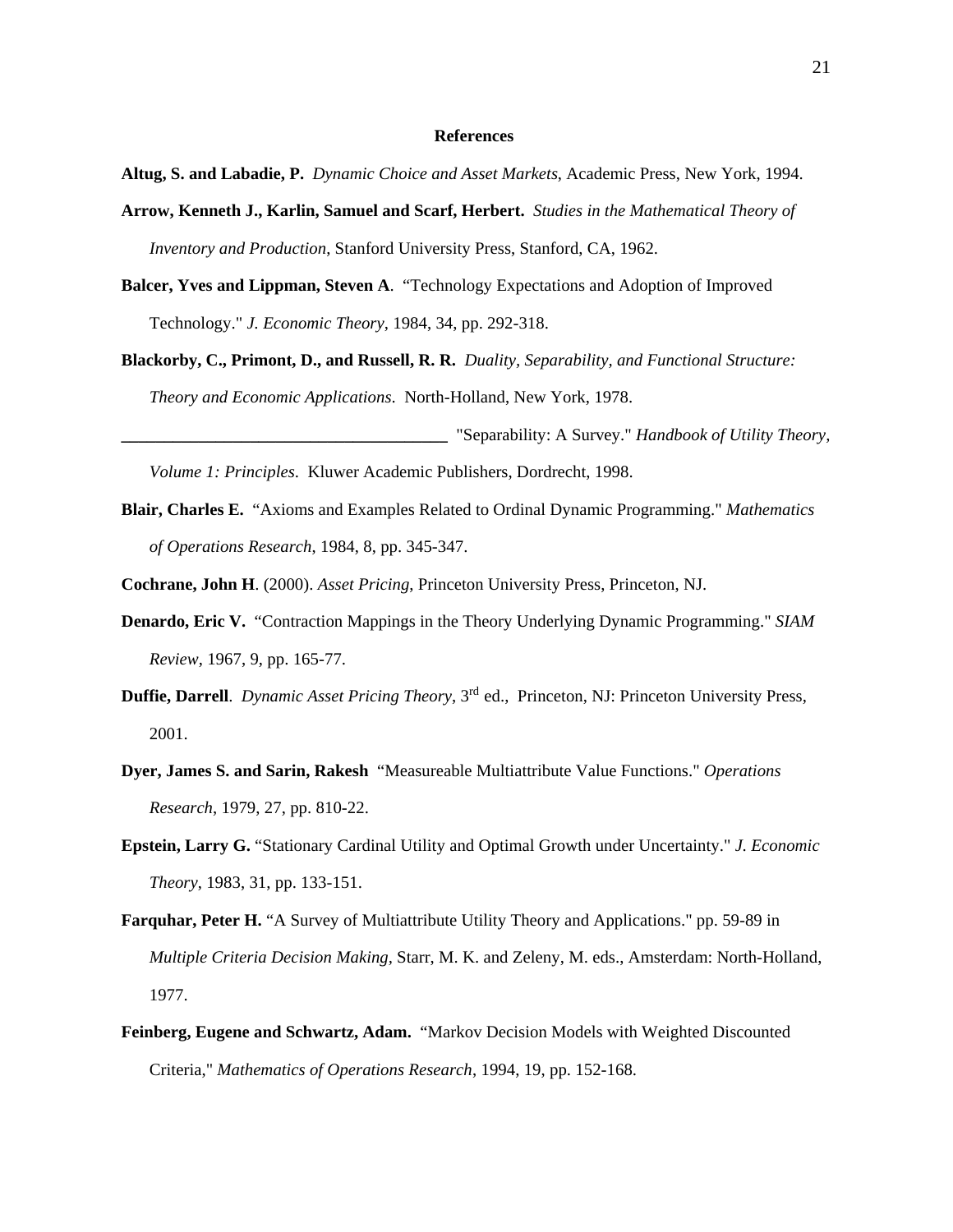## References

**Altug, S. and Labadie, P.** *Dynamic Choice and Asset Markets*, Academic Press, New York, 1994.

**Arrow, Kenneth J., Karlin, Samuel and Scarf, Herbert.** *Studies in the Mathematical Theory of Inventory and Production*, Stanford University Press, Stanford, CA, 1962.

**Balcer, Yves and Lippman, Steven A**. "Technology Expectations and Adoption of Improved Technology." *J. Economic Theory*, 1984, 34, pp. 292-318.

**Blackorby, C., Primont, D., and Russell, R. R.** *Duality, Separability, and Functional Structure: Theory and Economic Applications*. North-Holland, New York, 1978.

**______________________________________** "Separability: A Survey." *Handbook of Utility Theory, Volume 1: Principles*. Kluwer Academic Publishers, Dordrecht, 1998.

**Blair, Charles E.** "Axioms and Examples Related to Ordinal Dynamic Programming." *Mathematics of Operations Research*, 1984, 8, pp. 345-347.

**Cochrane, John H**. (2000). *Asset Pricing*, Princeton University Press, Princeton, NJ.

**Denardo, Eric V.** "Contraction Mappings in the Theory Underlying Dynamic Programming." *SIAM Review*, 1967, 9, pp. 165-77.

**Duffie, Darrell**. *Dynamic Asset Pricing Theory*, 3rd ed., Princeton, NJ: Princeton University Press, 2001.

**Dyer, James S. and Sarin, Rakesh** "Measureable Multiattribute Value Functions." *Operations Research*, 1979, 27, pp. 810-22.

**Epstein, Larry G.** "Stationary Cardinal Utility and Optimal Growth under Uncertainty." *J. Economic Theory*, 1983, 31, pp. 133-151.

**Farquhar, Peter H.** "A Survey of Multiattribute Utility Theory and Applications." pp. 59-89 in *Multiple Criteria Decision Making*, Starr, M. K. and Zeleny, M. eds., Amsterdam: North-Holland, 1977.

**Feinberg, Eugene and Schwartz, Adam.** "Markov Decision Models with Weighted Discounted Criteria," *Mathematics of Operations Research*, 1994, 19, pp. 152-168.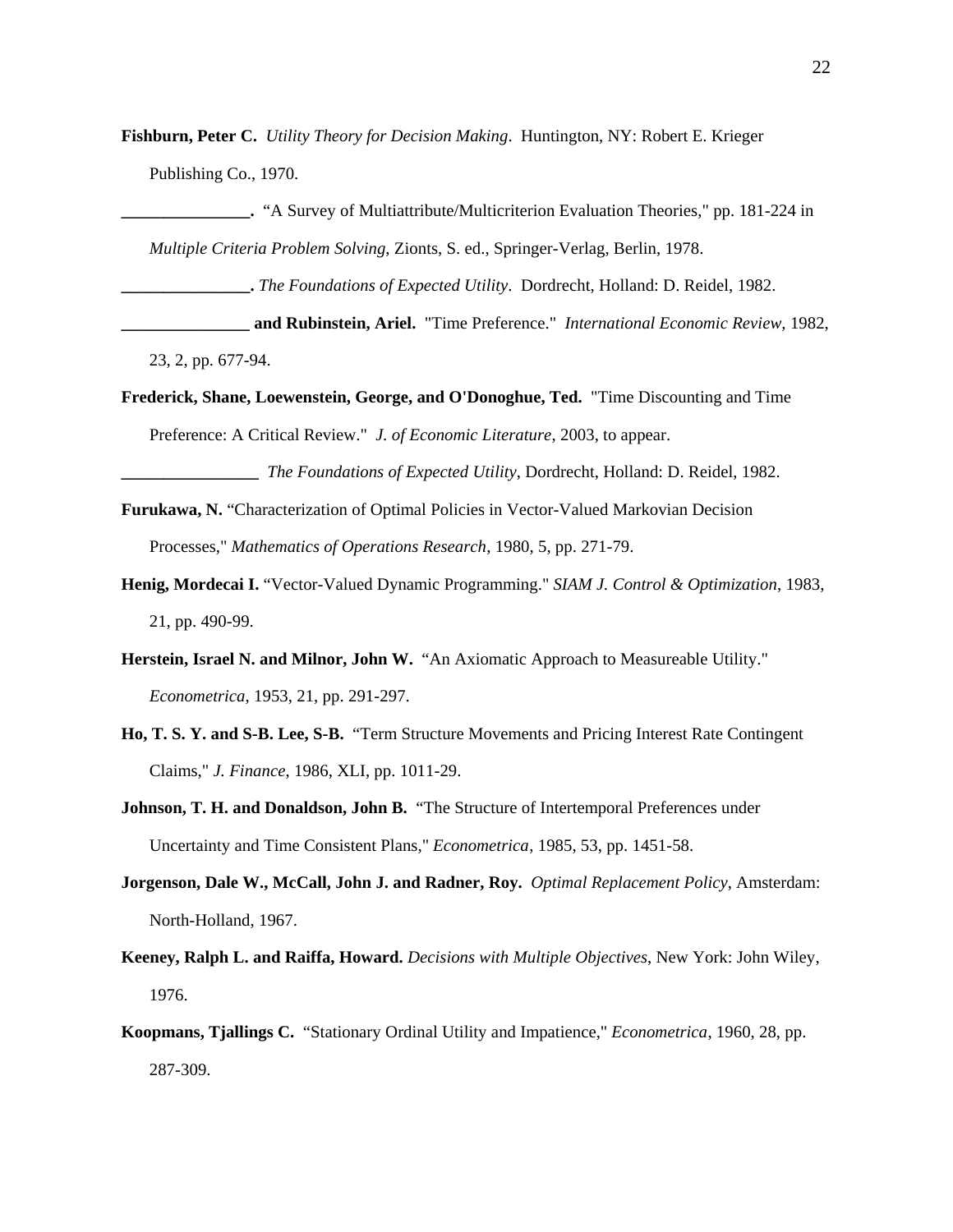**Fishburn, Peter C.** *Utility Theory for Decision Making*. Huntington, NY: Robert E. Krieger Publishing Co., 1970.

**_______________.** "A Survey of Multiattribute/Multicriterion Evaluation Theories," pp. 181-224 in *Multiple Criteria Problem Solving*, Zionts, S. ed., Springer-Verlag, Berlin, 1978.

**_______________.** *The Foundations of Expected Utility*. Dordrecht, Holland: D. Reidel, 1982.

**_______________ and Rubinstein, Ariel.** "Time Preference." *International Economic Review*, 1982, 23, 2, pp. 677-94.

**Frederick, Shane, Loewenstein, George, and O'Donoghue, Ted.** "Time Discounting and Time Preference: A Critical Review." *J. of Economic Literature*, 2003, to appear.

**________________** *The Foundations of Expected Utility*, Dordrecht, Holland: D. Reidel, 1982.

**Furukawa, N.** "Characterization of Optimal Policies in Vector-Valued Markovian Decision Processes," *Mathematics of Operations Research*, 1980, 5, pp. 271-79.

**Henig, Mordecai I.** "Vector-Valued Dynamic Programming." *SIAM J. Control & Optimization*, 1983, 21, pp. 490-99.

**Herstein, Israel N. and Milnor, John W.** "An Axiomatic Approach to Measureable Utility." *Econometrica*, 1953, 21, pp. 291-297.

**Ho, T. S. Y. and S-B. Lee, S-B.** "Term Structure Movements and Pricing Interest Rate Contingent Claims," *J. Finance*, 1986, XLI, pp. 1011-29.

**Johnson, T. H. and Donaldson, John B.** "The Structure of Intertemporal Preferences under Uncertainty and Time Consistent Plans," *Econometrica*, 1985, 53, pp. 1451-58.

**Jorgenson, Dale W., McCall, John J. and Radner, Roy.** *Optimal Replacement Policy*, Amsterdam: North-Holland, 1967.

**Keeney, Ralph L. and Raiffa, Howard.** *Decisions with Multiple Objectives*, New York: John Wiley, 1976.

**Koopmans, Tjallings C.** "Stationary Ordinal Utility and Impatience," *Econometrica*, 1960, 28, pp. 287-309.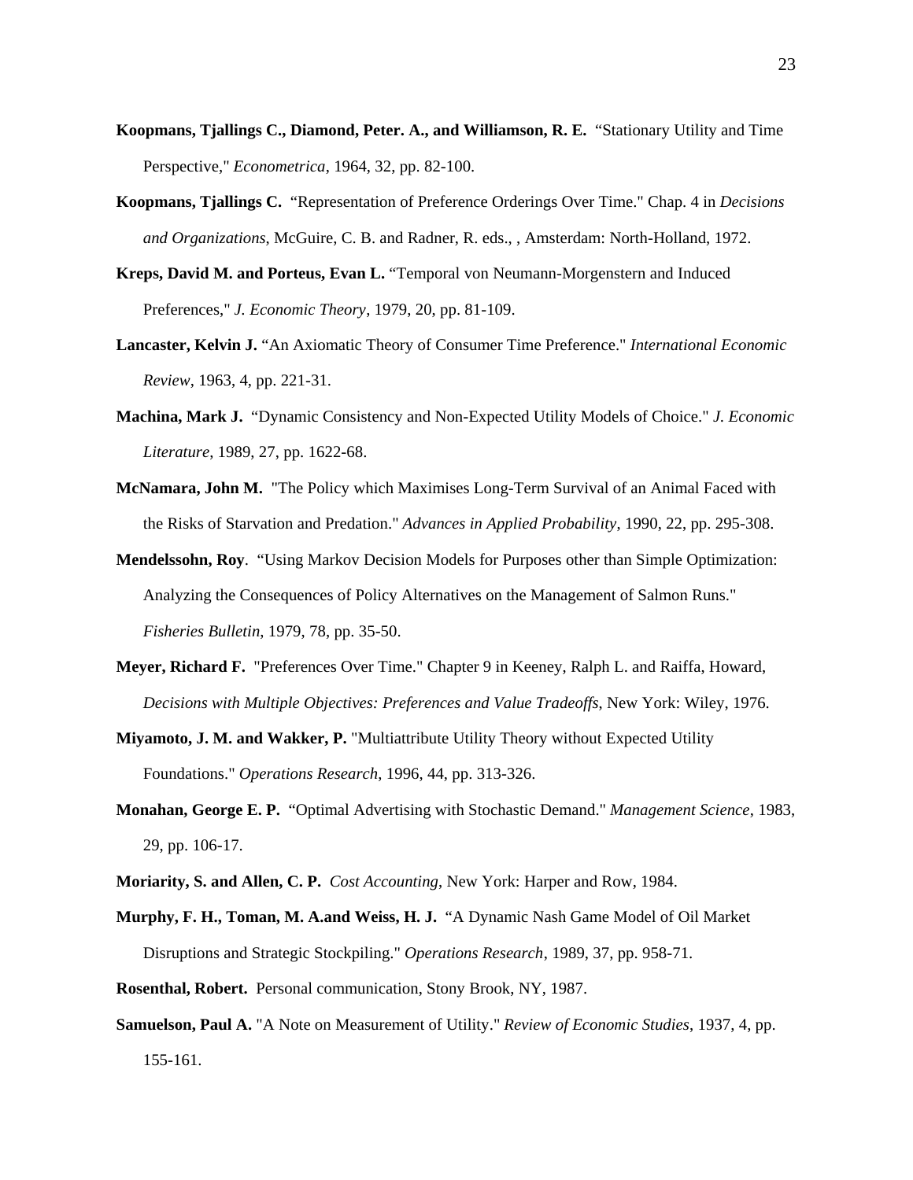**Koopmans, Tjallings C., Diamond, Peter. A., and Williamson, R. E.** "Stationary Utility and Time Perspective," *Econometrica*, 1964, 32, pp. 82-100.

**Koopmans, Tjallings C.** "Representation of Preference Orderings Over Time." Chap. 4 in *Decisions and Organizations*, McGuire, C. B. and Radner, R. eds., , Amsterdam: North-Holland, 1972.

**Kreps, David M. and Porteus, Evan L.** "Temporal von Neumann-Morgenstern and Induced Preferences," *J. Economic Theory*, 1979, 20, pp. 81-109.

**Lancaster, Kelvin J.** "An Axiomatic Theory of Consumer Time Preference." *International Economic Review*, 1963, 4, pp. 221-31.

**Machina, Mark J.** "Dynamic Consistency and Non-Expected Utility Models of Choice." *J. Economic Literature*, 1989, 27, pp. 1622-68.

**McNamara, John M.** "The Policy which Maximises Long-Term Survival of an Animal Faced with the Risks of Starvation and Predation." *Advances in Applied Probability*, 1990, 22, pp. 295-308.

**Mendelssohn, Roy**. "Using Markov Decision Models for Purposes other than Simple Optimization: Analyzing the Consequences of Policy Alternatives on the Management of Salmon Runs." *Fisheries Bulletin*, 1979, 78, pp. 35-50.

**Meyer, Richard F.** "Preferences Over Time." Chapter 9 in Keeney, Ralph L. and Raiffa, Howard, *Decisions with Multiple Objectives: Preferences and Value Tradeoffs*, New York: Wiley, 1976.

**Miyamoto, J. M. and Wakker, P.** "Multiattribute Utility Theory without Expected Utility Foundations." *Operations Research*, 1996, 44, pp. 313-326.

**Monahan, George E. P.** "Optimal Advertising with Stochastic Demand." *Management Science*, 1983, 29, pp. 106-17.

**Moriarity, S. and Allen, C. P.** *Cost Accounting*, New York: Harper and Row, 1984.

**Murphy, F. H., Toman, M. A.and Weiss, H. J.** "A Dynamic Nash Game Model of Oil Market Disruptions and Strategic Stockpiling." *Operations Research*, 1989, 37, pp. 958-71.

**Rosenthal, Robert.** Personal communication, Stony Brook, NY, 1987.

**Samuelson, Paul A.** "A Note on Measurement of Utility." *Review of Economic Studies*, 1937, 4, pp. 155-161.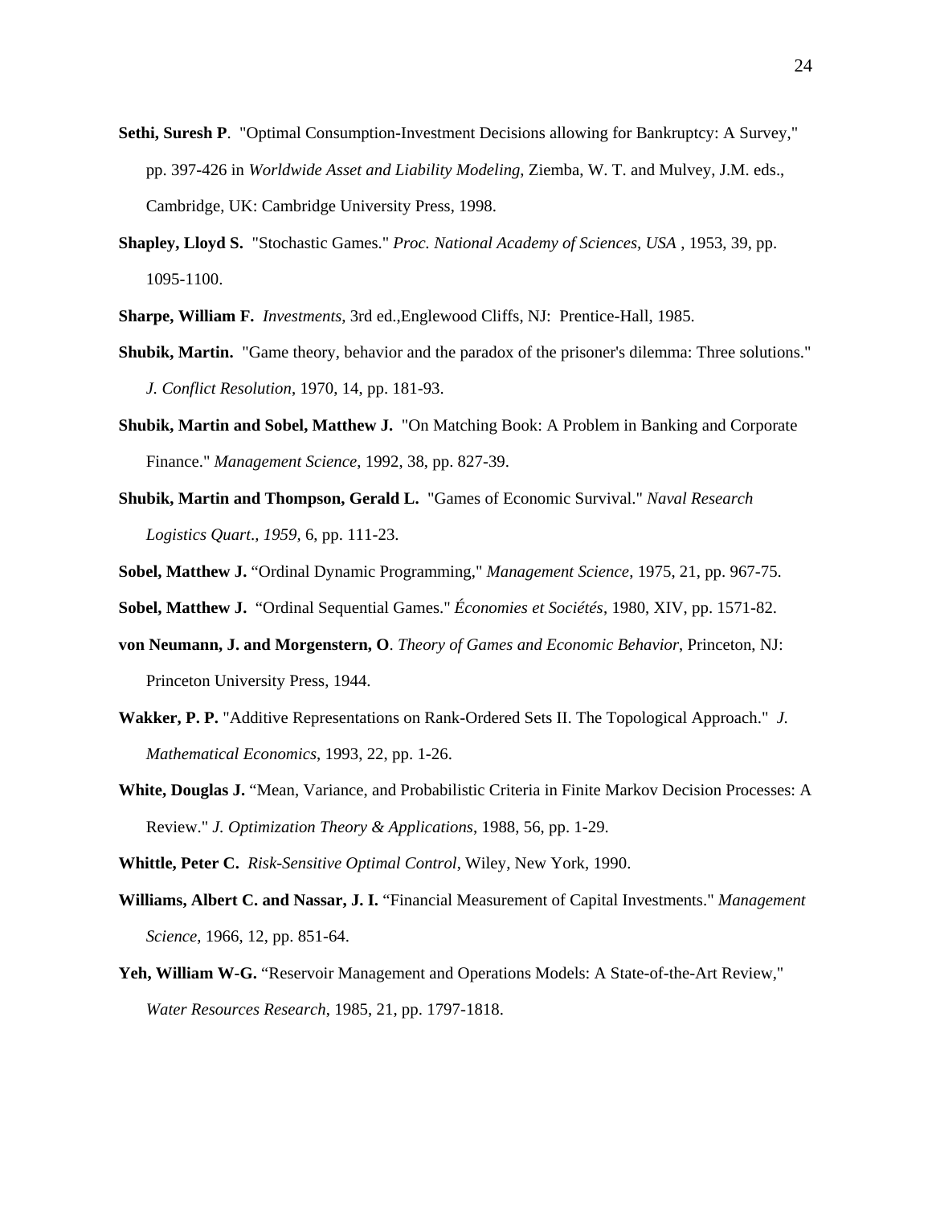**Sethi, Suresh P**. "Optimal Consumption-Investment Decisions allowing for Bankruptcy: A Survey," pp. 397-426 in *Worldwide Asset and Liability Modeling*, Ziemba, W. T. and Mulvey, J.M. eds., Cambridge, UK: Cambridge University Press, 1998.

**Shapley, Lloyd S.** "Stochastic Games." *Proc. National Academy of Sciences, USA* , 1953, 39, pp. 1095-1100.

**Sharpe, William F.** *Investments*, 3rd ed.,Englewood Cliffs, NJ: Prentice-Hall, 1985.

**Shubik, Martin.** "Game theory, behavior and the paradox of the prisoner's dilemma: Three solutions." *J. Conflict Resolution*, 1970, 14, pp. 181-93.

**Shubik, Martin and Sobel, Matthew J.** "On Matching Book: A Problem in Banking and Corporate Finance." *Management Science*, 1992, 38, pp. 827-39.

**Shubik, Martin and Thompson, Gerald L.** "Games of Economic Survival." *Naval Research Logistics Quart., 1959,* 6, pp. 111-23.

**Sobel, Matthew J.** "Ordinal Dynamic Programming," *Management Science*, 1975, 21, pp. 967-75.

**Sobel, Matthew J.** "Ordinal Sequential Games." *Économies et Sociétés*, 1980, XIV, pp. 1571-82.

**von Neumann, J. and Morgenstern, O**. *Theory of Games and Economic Behavior,* Princeton, NJ: Princeton University Press, 1944.

**Wakker, P. P.** "Additive Representations on Rank-Ordered Sets II. The Topological Approach." *J. Mathematical Economics*, 1993, 22, pp. 1-26.

**White, Douglas J.** "Mean, Variance, and Probabilistic Criteria in Finite Markov Decision Processes: A Review." *J. Optimization Theory & Applications*, 1988, 56, pp. 1-29.

**Whittle, Peter C.** *Risk-Sensitive Optimal Control*, Wiley, New York, 1990.

**Williams, Albert C. and Nassar, J. I.** "Financial Measurement of Capital Investments." *Management Science*, 1966, 12, pp. 851-64.

**Yeh, William W-G.** "Reservoir Management and Operations Models: A State-of-the-Art Review," *Water Resources Research*, 1985, 21, pp. 1797-1818.